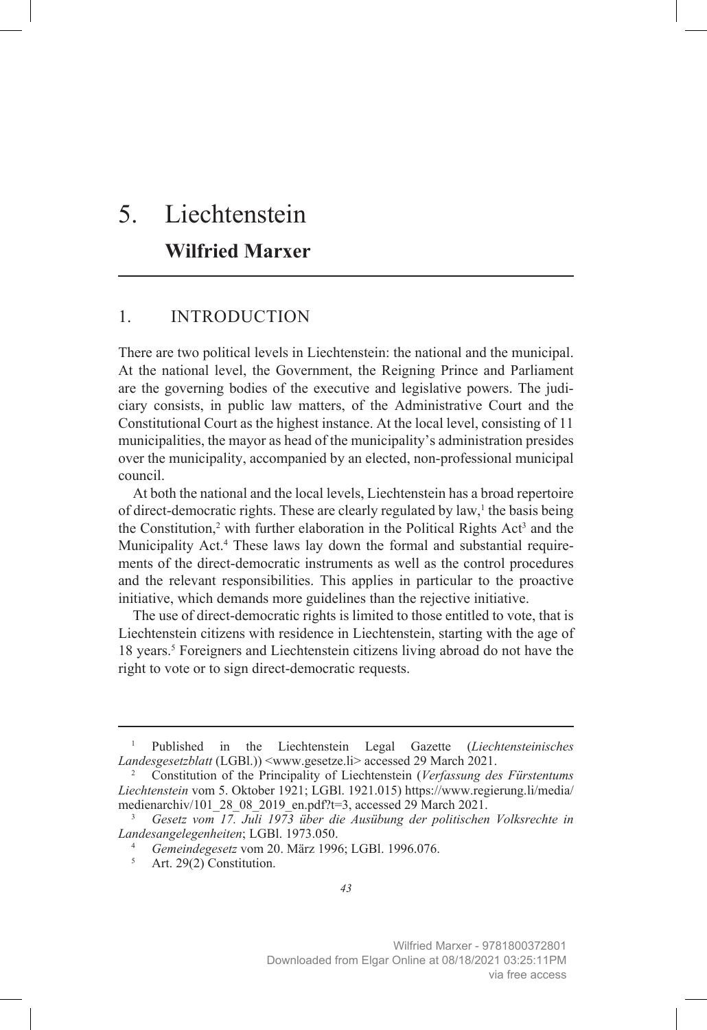# 5. Liechtenstein

## Wilfried Marxer

## 1. INTRODUCTION

There are two political levels in Liechtenstein: the national and the municipal. At the national level, the Government, the Reigning Prince and Parliament are the governing bodies of the executive and legislative powers. The judiciary consists, in public law matters, of the Administrative Court and the Constitutional Court as the highest instance. At the local level, consisting of 11 municipalities, the mayor as head of the municipality's administration presides over the municipality, accompanied by an elected, non-professional municipal council.

At both the national and the local levels, Liechtenstein has a broad repertoire of direct-democratic rights. These are clearly regulated by law,[1] the basis being the Constitution,[2] with further elaboration in the Political Rights Act[3] and the Municipality Act.[4] These laws lay down the formal and substantial requirements of the direct-democratic instruments as well as the control procedures and the relevant responsibilities. This applies in particular to the proactive initiative, which demands more guidelines than the rejective initiative.

The use of direct-democratic rights is limited to those entitled to vote, that is Liechtenstein citizens with residence in Liechtenstein, starting with the age of 18 years.[5] Foreigners and Liechtenstein citizens living abroad do not have the right to vote or to sign direct-democratic requests.

---

[1] Published in the Liechtenstein Legal Gazette (*Liechtensteinisches Landesgesetzblatt* (LGBl.)) <www.gesetze.li> accessed 29 March 2021.

[2] Constitution of the Principality of Liechtenstein (*Verfassung des Fürstentums Liechtenstein* vom 5. Oktober 1921; LGBl. 1921.015) https://www.regierung.li/media/medienarchiv/101_28_08_2019_en.pdf?t=3, accessed 29 March 2021.

[3] *Gesetz vom 17. Juli 1973 über die Ausübung der politischen Volksrechte in Landesangelegenheiten*; LGBl. 1973.050.

[4] *Gemeindegesetz* vom 20. März 1996; LGBl. 1996.076.

[5] Art. 29(2) Constitution.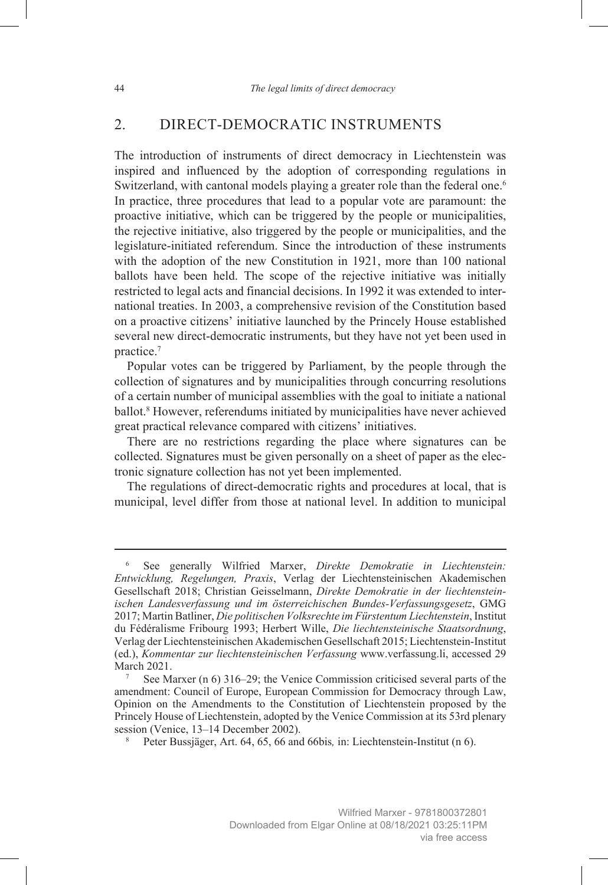## 2. DIRECT-DEMOCRATIC INSTRUMENTS

The introduction of instruments of direct democracy in Liechtenstein was inspired and influenced by the adoption of corresponding regulations in Switzerland, with cantonal models playing a greater role than the federal one.[6] In practice, three procedures that lead to a popular vote are paramount: the proactive initiative, which can be triggered by the people or municipalities, the rejective initiative, also triggered by the people or municipalities, and the legislature-initiated referendum. Since the introduction of these instruments with the adoption of the new Constitution in 1921, more than 100 national ballots have been held. The scope of the rejective initiative was initially restricted to legal acts and financial decisions. In 1992 it was extended to international treaties. In 2003, a comprehensive revision of the Constitution based on a proactive citizens' initiative launched by the Princely House established several new direct-democratic instruments, but they have not yet been used in practice.[7]

Popular votes can be triggered by Parliament, by the people through the collection of signatures and by municipalities through concurring resolutions of a certain number of municipal assemblies with the goal to initiate a national ballot.[8] However, referendums initiated by municipalities have never achieved great practical relevance compared with citizens' initiatives.

There are no restrictions regarding the place where signatures can be collected. Signatures must be given personally on a sheet of paper as the electronic signature collection has not yet been implemented.

The regulations of direct-democratic rights and procedures at local, that is municipal, level differ from those at national level. In addition to municipal

---

[6] See generally Wilfried Marxer, *Direkte Demokratie in Liechtenstein: Entwicklung, Regelungen, Praxis*, Verlag der Liechtensteinischen Akademischen Gesellschaft 2018; Christian Geisselmann, *Direkte Demokratie in der liechtensteinischen Landesverfassung und im österreichischen Bundes-Verfassungsgesetz*, GMG 2017; Martin Batliner, *Die politischen Volksrechte im Fürstentum Liechtenstein*, Institut du Fédéralisme Fribourg 1993; Herbert Wille, *Die liechtensteinische Staatsordnung*, Verlag der Liechtensteinischen Akademischen Gesellschaft 2015; Liechtenstein-Institut (ed.), *Kommentar zur liechtensteinischen Verfassung* www.verfassung.li, accessed 29 March 2021.

[7] See Marxer (n 6) 316–29; the Venice Commission criticised several parts of the amendment: Council of Europe, European Commission for Democracy through Law, Opinion on the Amendments to the Constitution of Liechtenstein proposed by the Princely House of Liechtenstein, adopted by the Venice Commission at its 53rd plenary session (Venice, 13–14 December 2002).

[8] Peter Bussjäger, Art. 64, 65, 66 and 66bis*,* in: Liechtenstein-Institut (n 6).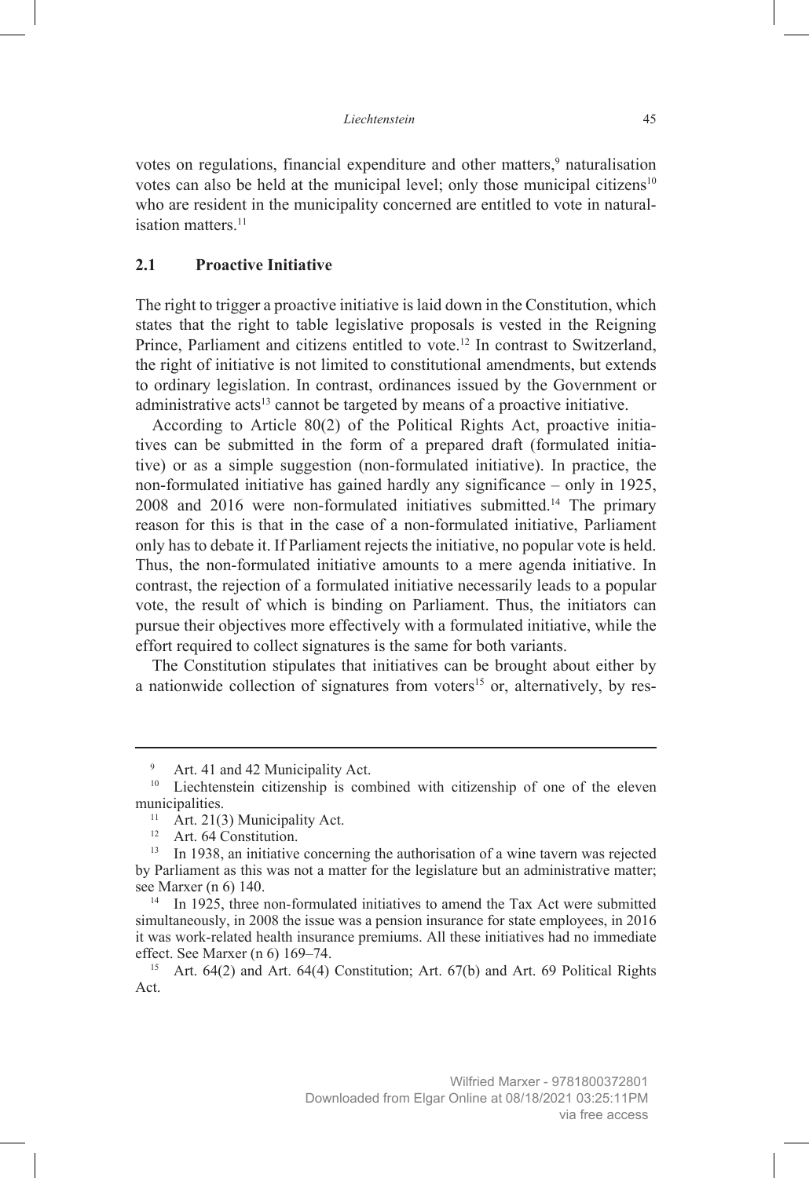votes on regulations, financial expenditure and other matters,[9] naturalisation votes can also be held at the municipal level; only those municipal citizens[10] who are resident in the municipality concerned are entitled to vote in naturalisation matters.[11]

### 2.1 Proactive Initiative

The right to trigger a proactive initiative is laid down in the Constitution, which states that the right to table legislative proposals is vested in the Reigning Prince, Parliament and citizens entitled to vote.[12] In contrast to Switzerland, the right of initiative is not limited to constitutional amendments, but extends to ordinary legislation. In contrast, ordinances issued by the Government or administrative acts[13] cannot be targeted by means of a proactive initiative.

According to Article 80(2) of the Political Rights Act, proactive initiatives can be submitted in the form of a prepared draft (formulated initiative) or as a simple suggestion (non-formulated initiative). In practice, the non-formulated initiative has gained hardly any significance – only in 1925, 2008 and 2016 were non-formulated initiatives submitted.[14] The primary reason for this is that in the case of a non-formulated initiative, Parliament only has to debate it. If Parliament rejects the initiative, no popular vote is held. Thus, the non-formulated initiative amounts to a mere agenda initiative. In contrast, the rejection of a formulated initiative necessarily leads to a popular vote, the result of which is binding on Parliament. Thus, the initiators can pursue their objectives more effectively with a formulated initiative, while the effort required to collect signatures is the same for both variants.

The Constitution stipulates that initiatives can be brought about either by a nationwide collection of signatures from voters[15] or, alternatively, by res-

---

[9] Art. 41 and 42 Municipality Act.

[10] Liechtenstein citizenship is combined with citizenship of one of the eleven municipalities.

[11] Art. 21(3) Municipality Act.

[12] Art. 64 Constitution.

[13] In 1938, an initiative concerning the authorisation of a wine tavern was rejected by Parliament as this was not a matter for the legislature but an administrative matter; see Marxer (n 6) 140.

[14] In 1925, three non-formulated initiatives to amend the Tax Act were submitted simultaneously, in 2008 the issue was a pension insurance for state employees, in 2016 it was work-related health insurance premiums. All these initiatives had no immediate effect. See Marxer (n 6) 169–74.

[15] Art. 64(2) and Art. 64(4) Constitution; Art. 67(b) and Art. 69 Political Rights Act.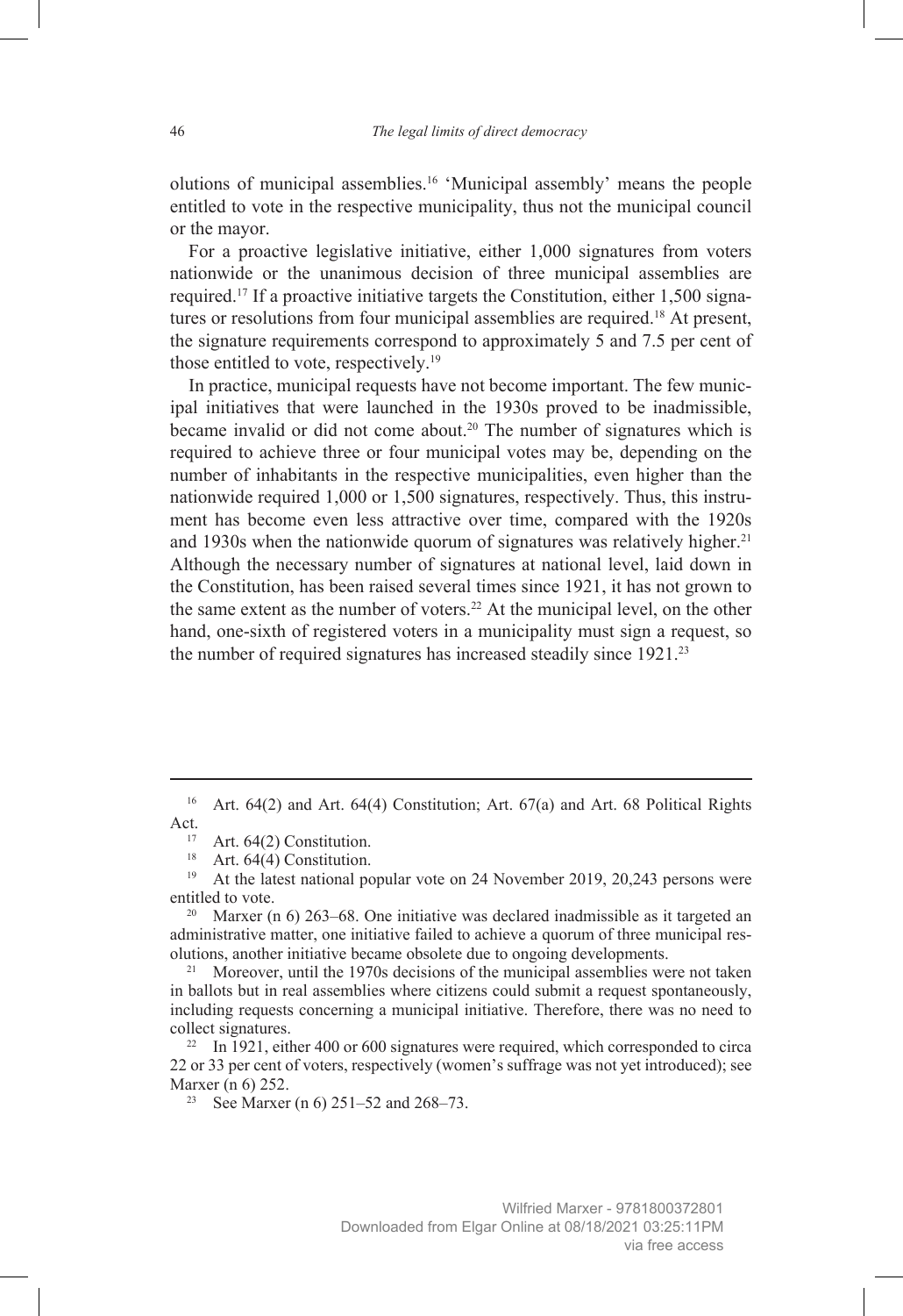olutions of municipal assemblies.[16] 'Municipal assembly' means the people entitled to vote in the respective municipality, thus not the municipal council or the mayor.

For a proactive legislative initiative, either 1,000 signatures from voters nationwide or the unanimous decision of three municipal assemblies are required.[17] If a proactive initiative targets the Constitution, either 1,500 signatures or resolutions from four municipal assemblies are required.[18] At present, the signature requirements correspond to approximately 5 and 7.5 per cent of those entitled to vote, respectively.[19]

In practice, municipal requests have not become important. The few municipal initiatives that were launched in the 1930s proved to be inadmissible, became invalid or did not come about.[20] The number of signatures which is required to achieve three or four municipal votes may be, depending on the number of inhabitants in the respective municipalities, even higher than the nationwide required 1,000 or 1,500 signatures, respectively. Thus, this instrument has become even less attractive over time, compared with the 1920s and 1930s when the nationwide quorum of signatures was relatively higher.[21] Although the necessary number of signatures at national level, laid down in the Constitution, has been raised several times since 1921, it has not grown to the same extent as the number of voters.[22] At the municipal level, on the other hand, one-sixth of registered voters in a municipality must sign a request, so the number of required signatures has increased steadily since 1921.[23]

---

[16] Art. 64(2) and Art. 64(4) Constitution; Art. 67(a) and Art. 68 Political Rights Act.

[17] Art. 64(2) Constitution.

[18] Art. 64(4) Constitution.

[19] At the latest national popular vote on 24 November 2019, 20,243 persons were entitled to vote.

[20] Marxer (n 6) 263–68. One initiative was declared inadmissible as it targeted an administrative matter, one initiative failed to achieve a quorum of three municipal resolutions, another initiative became obsolete due to ongoing developments.

[21] Moreover, until the 1970s decisions of the municipal assemblies were not taken in ballots but in real assemblies where citizens could submit a request spontaneously, including requests concerning a municipal initiative. Therefore, there was no need to collect signatures.

[22] In 1921, either 400 or 600 signatures were required, which corresponded to circa 22 or 33 per cent of voters, respectively (women's suffrage was not yet introduced); see Marxer (n 6) 252.

[23] See Marxer (n 6) 251–52 and 268–73.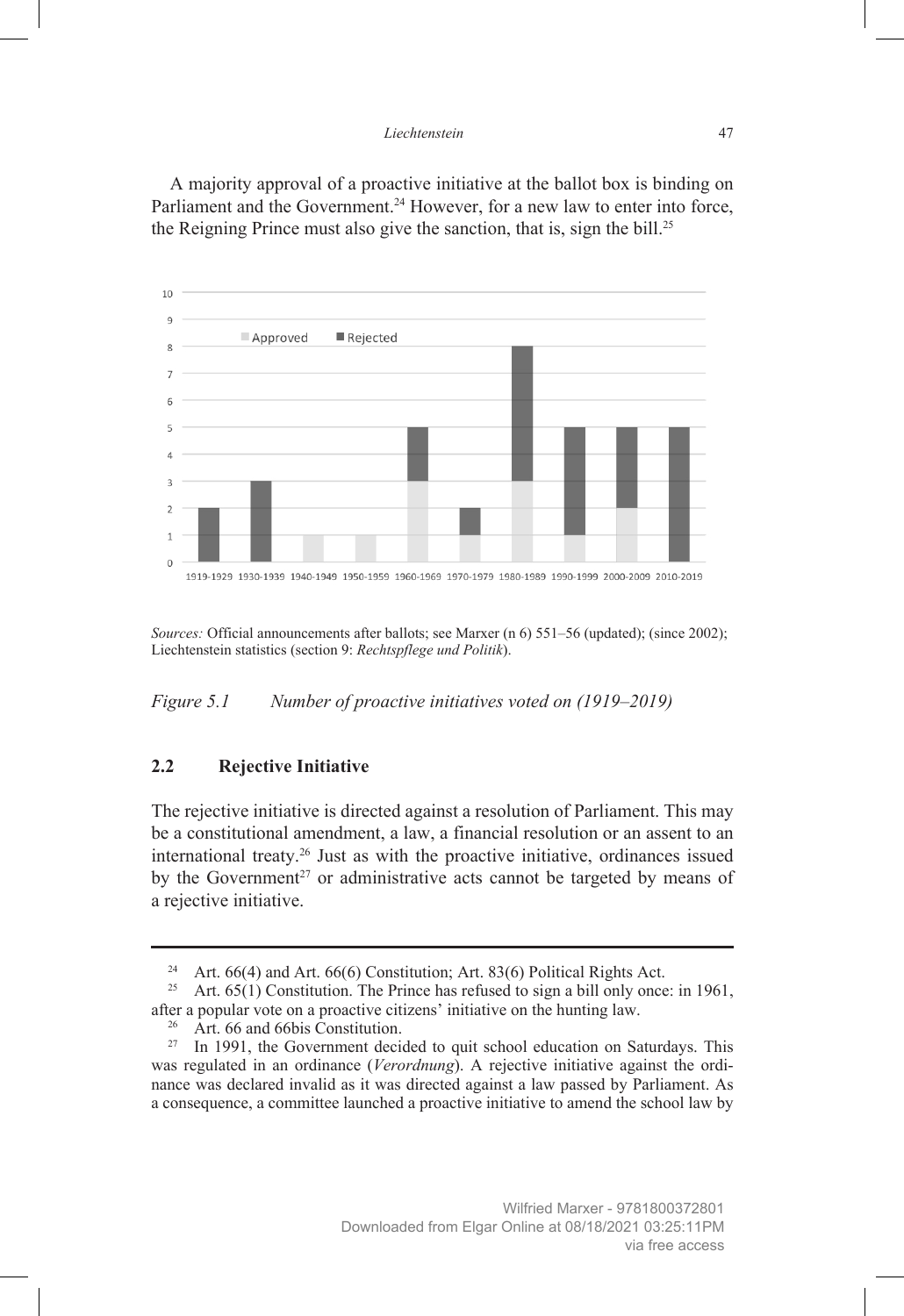A majority approval of a proactive initiative at the ballot box is binding on Parliament and the Government.[24] However, for a new law to enter into force, the Reigning Prince must also give the sanction, that is, sign the bill.[25]

*Sources:* Official announcements after ballots; see Marxer (n 6) 551–56 (updated); (since 2002); Liechtenstein statistics (section 9: *Rechtspflege und Politik*).

*Figure 5.1 Number of proactive initiatives voted on (1919–2019)*

### 2.2 Rejective Initiative

The rejective initiative is directed against a resolution of Parliament. This may be a constitutional amendment, a law, a financial resolution or an assent to an international treaty.[26] Just as with the proactive initiative, ordinances issued by the Government[27] or administrative acts cannot be targeted by means of a rejective initiative.

---

[24] Art. 66(4) and Art. 66(6) Constitution; Art. 83(6) Political Rights Act.

[25] Art. 65(1) Constitution. The Prince has refused to sign a bill only once: in 1961, after a popular vote on a proactive citizens' initiative on the hunting law.

[26] Art. 66 and 66bis Constitution.

[27] In 1991, the Government decided to quit school education on Saturdays. This was regulated in an ordinance (*Verordnung*). A rejective initiative against the ordinance was declared invalid as it was directed against a law passed by Parliament. As a consequence, a committee launched a proactive initiative to amend the school law by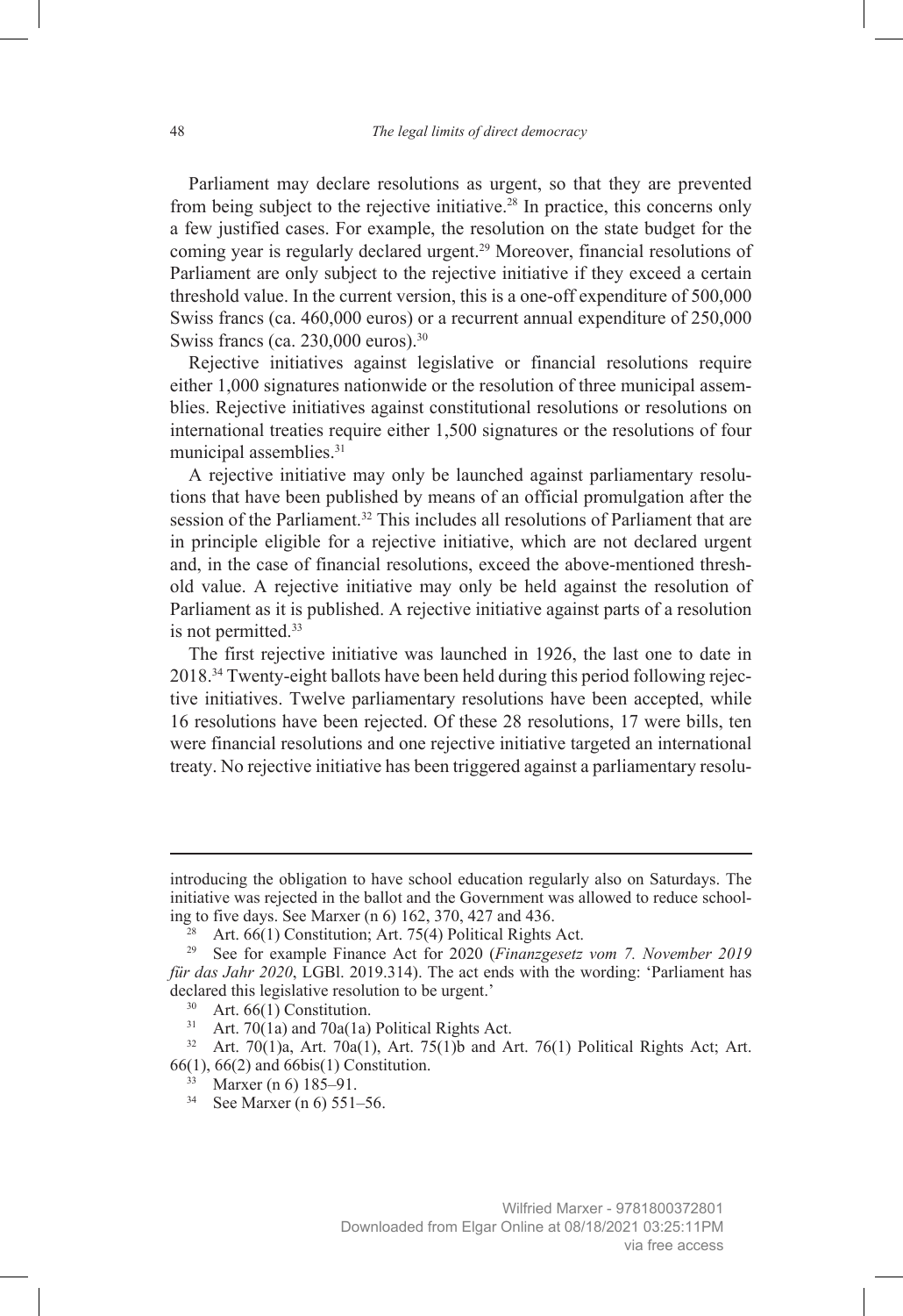Parliament may declare resolutions as urgent, so that they are prevented from being subject to the rejective initiative.[28] In practice, this concerns only a few justified cases. For example, the resolution on the state budget for the coming year is regularly declared urgent.[29] Moreover, financial resolutions of Parliament are only subject to the rejective initiative if they exceed a certain threshold value. In the current version, this is a one-off expenditure of 500,000 Swiss francs (ca. 460,000 euros) or a recurrent annual expenditure of 250,000 Swiss francs (ca. 230,000 euros).[30]

Rejective initiatives against legislative or financial resolutions require either 1,000 signatures nationwide or the resolution of three municipal assemblies. Rejective initiatives against constitutional resolutions or resolutions on international treaties require either 1,500 signatures or the resolutions of four municipal assemblies.[31]

A rejective initiative may only be launched against parliamentary resolutions that have been published by means of an official promulgation after the session of the Parliament.[32] This includes all resolutions of Parliament that are in principle eligible for a rejective initiative, which are not declared urgent and, in the case of financial resolutions, exceed the above-mentioned threshold value. A rejective initiative may only be held against the resolution of Parliament as it is published. A rejective initiative against parts of a resolution is not permitted.[33]

The first rejective initiative was launched in 1926, the last one to date in 2018.[34] Twenty-eight ballots have been held during this period following rejective initiatives. Twelve parliamentary resolutions have been accepted, while 16 resolutions have been rejected. Of these 28 resolutions, 17 were bills, ten were financial resolutions and one rejective initiative targeted an international treaty. No rejective initiative has been triggered against a parliamentary resolu-

---

introducing the obligation to have school education regularly also on Saturdays. The initiative was rejected in the ballot and the Government was allowed to reduce schooling to five days. See Marxer (n 6) 162, 370, 427 and 436.

[28] Art. 66(1) Constitution; Art. 75(4) Political Rights Act.

[29] See for example Finance Act for 2020 (*Finanzgesetz vom 7. November 2019 für das Jahr 2020*, LGBl. 2019.314). The act ends with the wording: 'Parliament has declared this legislative resolution to be urgent.'

[30] Art. 66(1) Constitution.

[31] Art. 70(1a) and 70a(1a) Political Rights Act.

[32] Art. 70(1)a, Art. 70a(1), Art. 75(1)b and Art. 76(1) Political Rights Act; Art. 66(1), 66(2) and 66bis(1) Constitution.

[33] Marxer (n 6) 185–91.

[34] See Marxer (n 6) 551–56.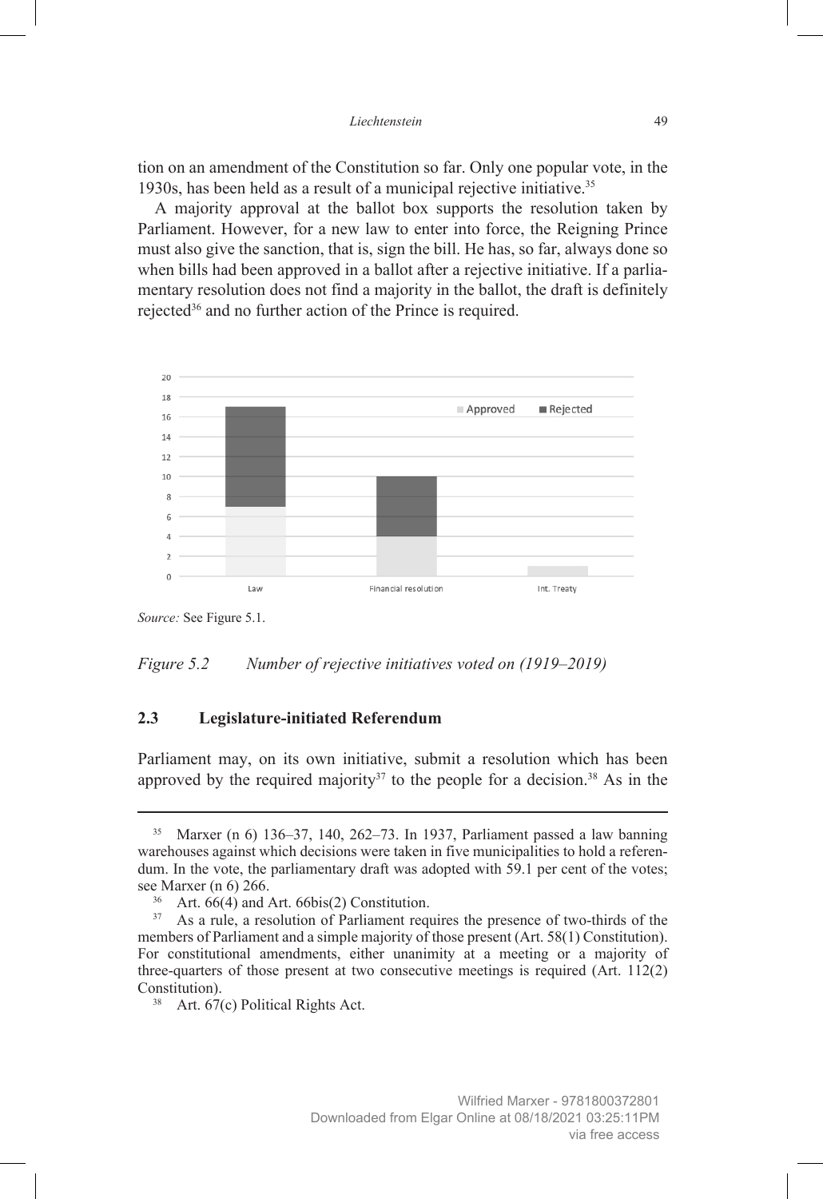tion on an amendment of the Constitution so far. Only one popular vote, in the 1930s, has been held as a result of a municipal rejective initiative.[35]

A majority approval at the ballot box supports the resolution taken by Parliament. However, for a new law to enter into force, the Reigning Prince must also give the sanction, that is, sign the bill. He has, so far, always done so when bills had been approved in a ballot after a rejective initiative. If a parliamentary resolution does not find a majority in the ballot, the draft is definitely rejected[36] and no further action of the Prince is required.

*Source:* See Figure 5.1.

*Figure 5.2 Number of rejective initiatives voted on (1919–2019)*

### 2.3 Legislature-initiated Referendum

Parliament may, on its own initiative, submit a resolution which has been approved by the required majority[37] to the people for a decision.[38] As in the

---

[35] Marxer (n 6) 136–37, 140, 262–73. In 1937, Parliament passed a law banning warehouses against which decisions were taken in five municipalities to hold a referendum. In the vote, the parliamentary draft was adopted with 59.1 per cent of the votes; see Marxer (n 6) 266.

[36] Art. 66(4) and Art. 66bis(2) Constitution.

[37] As a rule, a resolution of Parliament requires the presence of two-thirds of the members of Parliament and a simple majority of those present (Art. 58(1) Constitution). For constitutional amendments, either unanimity at a meeting or a majority of three-quarters of those present at two consecutive meetings is required (Art. 112(2) Constitution).

[38] Art. 67(c) Political Rights Act.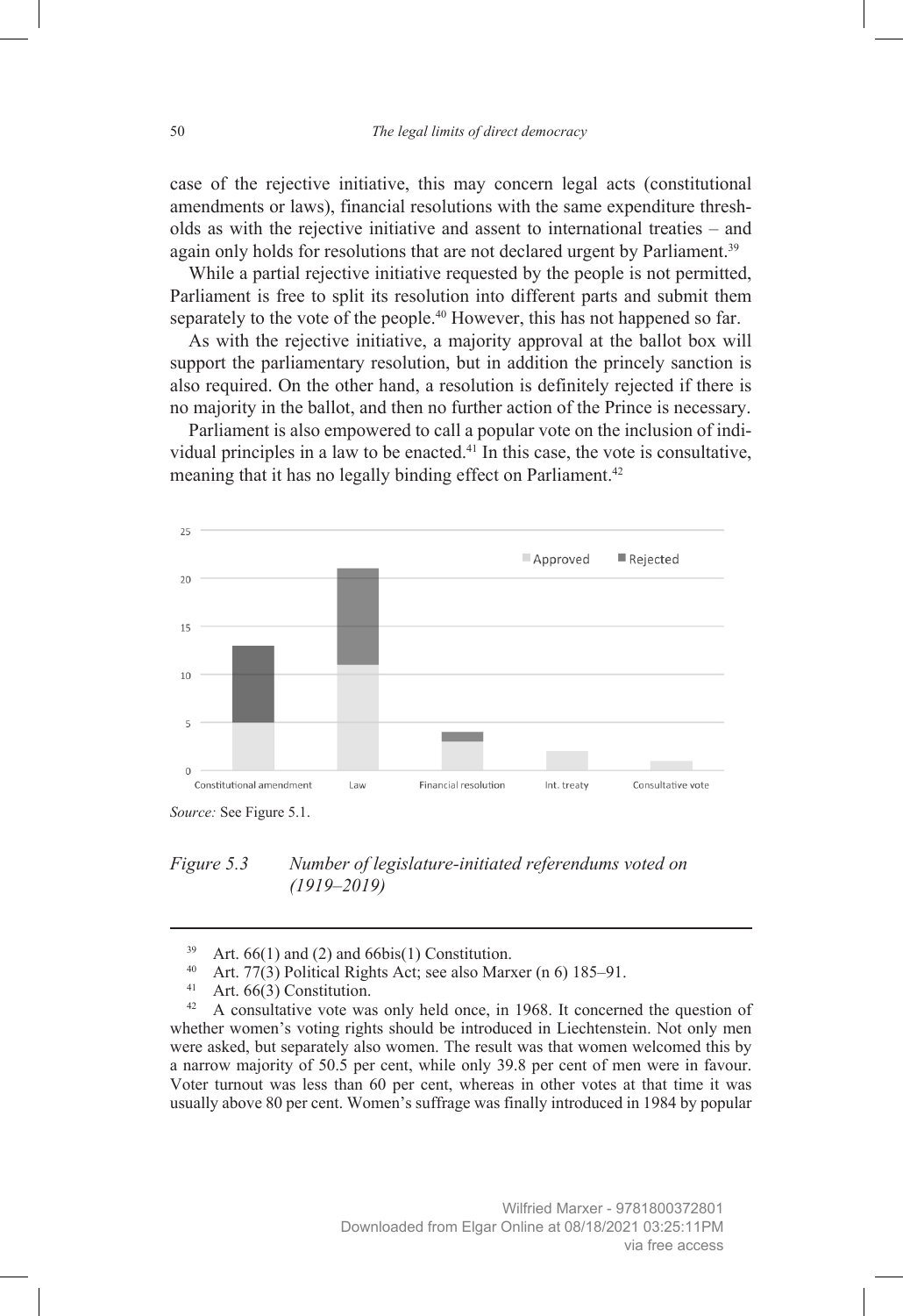case of the rejective initiative, this may concern legal acts (constitutional amendments or laws), financial resolutions with the same expenditure thresholds as with the rejective initiative and assent to international treaties – and again only holds for resolutions that are not declared urgent by Parliament.[39]

While a partial rejective initiative requested by the people is not permitted, Parliament is free to split its resolution into different parts and submit them separately to the vote of the people.[40] However, this has not happened so far.

As with the rejective initiative, a majority approval at the ballot box will support the parliamentary resolution, but in addition the princely sanction is also required. On the other hand, a resolution is definitely rejected if there is no majority in the ballot, and then no further action of the Prince is necessary.

Parliament is also empowered to call a popular vote on the inclusion of individual principles in a law to be enacted.[41] In this case, the vote is consultative, meaning that it has no legally binding effect on Parliament.[42]

*Source:* See Figure 5.1.

*Figure 5.3 Number of legislature-initiated referendums voted on (1919–2019)*

---

[39] Art. 66(1) and (2) and 66bis(1) Constitution.

[40] Art. 77(3) Political Rights Act; see also Marxer (n 6) 185–91.

[41] Art. 66(3) Constitution.

[42] A consultative vote was only held once, in 1968. It concerned the question of whether women's voting rights should be introduced in Liechtenstein. Not only men were asked, but separately also women. The result was that women welcomed this by a narrow majority of 50.5 per cent, while only 39.8 per cent of men were in favour. Voter turnout was less than 60 per cent, whereas in other votes at that time it was usually above 80 per cent. Women's suffrage was finally introduced in 1984 by popular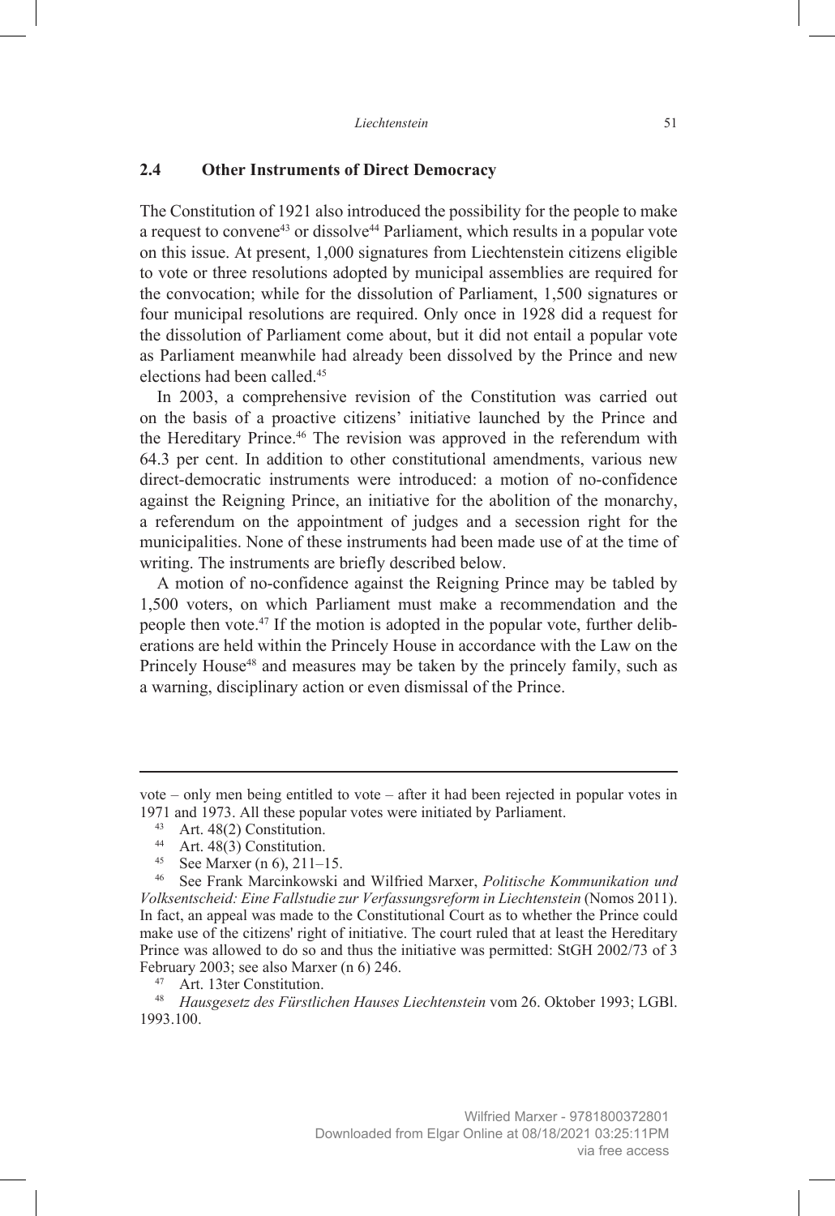## 2.4 Other Instruments of Direct Democracy

The Constitution of 1921 also introduced the possibility for the people to make a request to convene[43] or dissolve[44] Parliament, which results in a popular vote on this issue. At present, 1,000 signatures from Liechtenstein citizens eligible to vote or three resolutions adopted by municipal assemblies are required for the convocation; while for the dissolution of Parliament, 1,500 signatures or four municipal resolutions are required. Only once in 1928 did a request for the dissolution of Parliament come about, but it did not entail a popular vote as Parliament meanwhile had already been dissolved by the Prince and new elections had been called.[45]

In 2003, a comprehensive revision of the Constitution was carried out on the basis of a proactive citizens' initiative launched by the Prince and the Hereditary Prince.[46] The revision was approved in the referendum with 64.3 per cent. In addition to other constitutional amendments, various new direct-democratic instruments were introduced: a motion of no-confidence against the Reigning Prince, an initiative for the abolition of the monarchy, a referendum on the appointment of judges and a secession right for the municipalities. None of these instruments had been made use of at the time of writing. The instruments are briefly described below.

A motion of no-confidence against the Reigning Prince may be tabled by 1,500 voters, on which Parliament must make a recommendation and the people then vote.[47] If the motion is adopted in the popular vote, further deliberations are held within the Princely House in accordance with the Law on the Princely House[48] and measures may be taken by the princely family, such as a warning, disciplinary action or even dismissal of the Prince.

---

vote – only men being entitled to vote – after it had been rejected in popular votes in 1971 and 1973. All these popular votes were initiated by Parliament.

[43] Art. 48(2) Constitution.

[44] Art. 48(3) Constitution.

[45] See Marxer (n 6), 211–15.

[46] See Frank Marcinkowski and Wilfried Marxer, *Politische Kommunikation und Volksentscheid: Eine Fallstudie zur Verfassungsreform in Liechtenstein* (Nomos 2011). In fact, an appeal was made to the Constitutional Court as to whether the Prince could make use of the citizens' right of initiative. The court ruled that at least the Hereditary Prince was allowed to do so and thus the initiative was permitted: StGH 2002/73 of 3 February 2003; see also Marxer (n 6) 246.

[47] Art. 13ter Constitution.

[48] *Hausgesetz des Fürstlichen Hauses Liechtenstein* vom 26. Oktober 1993; LGBl. 1993.100.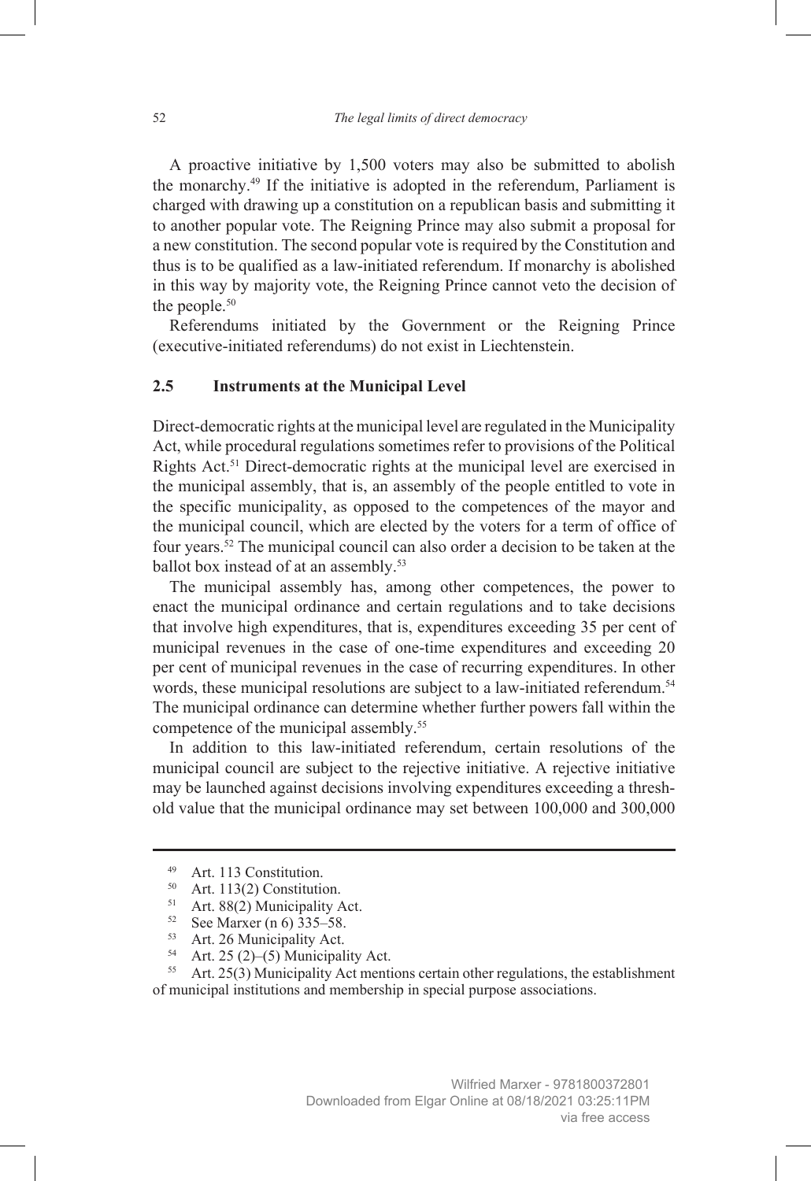A proactive initiative by 1,500 voters may also be submitted to abolish the monarchy.[49] If the initiative is adopted in the referendum, Parliament is charged with drawing up a constitution on a republican basis and submitting it to another popular vote. The Reigning Prince may also submit a proposal for a new constitution. The second popular vote is required by the Constitution and thus is to be qualified as a law-initiated referendum. If monarchy is abolished in this way by majority vote, the Reigning Prince cannot veto the decision of the people.[50]

Referendums initiated by the Government or the Reigning Prince (executive-initiated referendums) do not exist in Liechtenstein.

### 2.5 Instruments at the Municipal Level

Direct-democratic rights at the municipal level are regulated in the Municipality Act, while procedural regulations sometimes refer to provisions of the Political Rights Act.[51] Direct-democratic rights at the municipal level are exercised in the municipal assembly, that is, an assembly of the people entitled to vote in the specific municipality, as opposed to the competences of the mayor and the municipal council, which are elected by the voters for a term of office of four years.[52] The municipal council can also order a decision to be taken at the ballot box instead of at an assembly.[53]

The municipal assembly has, among other competences, the power to enact the municipal ordinance and certain regulations and to take decisions that involve high expenditures, that is, expenditures exceeding 35 per cent of municipal revenues in the case of one-time expenditures and exceeding 20 per cent of municipal revenues in the case of recurring expenditures. In other words, these municipal resolutions are subject to a law-initiated referendum.[54] The municipal ordinance can determine whether further powers fall within the competence of the municipal assembly.[55]

In addition to this law-initiated referendum, certain resolutions of the municipal council are subject to the rejective initiative. A rejective initiative may be launched against decisions involving expenditures exceeding a threshold value that the municipal ordinance may set between 100,000 and 300,000

---

[49] Art. 113 Constitution.

[50] Art. 113(2) Constitution.

[51] Art. 88(2) Municipality Act.

[52] See Marxer (n 6) 335–58.

[53] Art. 26 Municipality Act.

[54] Art. 25 (2)–(5) Municipality Act.

[55] Art. 25(3) Municipality Act mentions certain other regulations, the establishment of municipal institutions and membership in special purpose associations.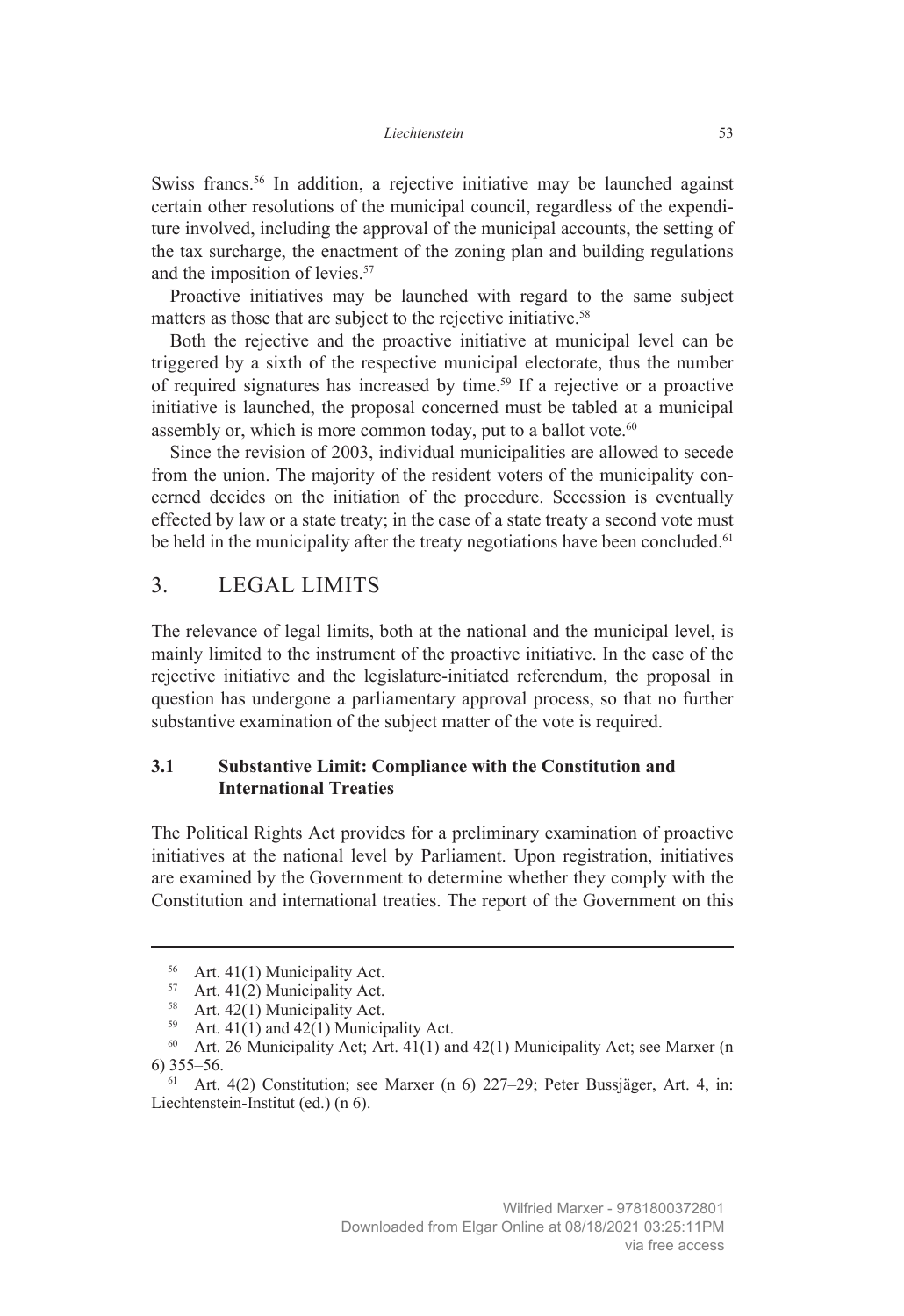Swiss francs.[56] In addition, a rejective initiative may be launched against certain other resolutions of the municipal council, regardless of the expenditure involved, including the approval of the municipal accounts, the setting of the tax surcharge, the enactment of the zoning plan and building regulations and the imposition of levies.[57]

Proactive initiatives may be launched with regard to the same subject matters as those that are subject to the rejective initiative.[58]

Both the rejective and the proactive initiative at municipal level can be triggered by a sixth of the respective municipal electorate, thus the number of required signatures has increased by time.[59] If a rejective or a proactive initiative is launched, the proposal concerned must be tabled at a municipal assembly or, which is more common today, put to a ballot vote.[60]

Since the revision of 2003, individual municipalities are allowed to secede from the union. The majority of the resident voters of the municipality concerned decides on the initiation of the procedure. Secession is eventually effected by law or a state treaty; in the case of a state treaty a second vote must be held in the municipality after the treaty negotiations have been concluded.[61]

## 3. LEGAL LIMITS

The relevance of legal limits, both at the national and the municipal level, is mainly limited to the instrument of the proactive initiative. In the case of the rejective initiative and the legislature-initiated referendum, the proposal in question has undergone a parliamentary approval process, so that no further substantive examination of the subject matter of the vote is required.

### 3.1 Substantive Limit: Compliance with the Constitution and International Treaties

The Political Rights Act provides for a preliminary examination of proactive initiatives at the national level by Parliament. Upon registration, initiatives are examined by the Government to determine whether they comply with the Constitution and international treaties. The report of the Government on this

---

[56] Art. 41(1) Municipality Act.

[57] Art. 41(2) Municipality Act.

[58] Art. 42(1) Municipality Act.

[59] Art. 41(1) and 42(1) Municipality Act.

[60] Art. 26 Municipality Act; Art. 41(1) and 42(1) Municipality Act; see Marxer (n 6) 355–56.

[61] Art. 4(2) Constitution; see Marxer (n 6) 227–29; Peter Bussjäger, Art. 4, in: Liechtenstein-Institut (ed.) (n 6).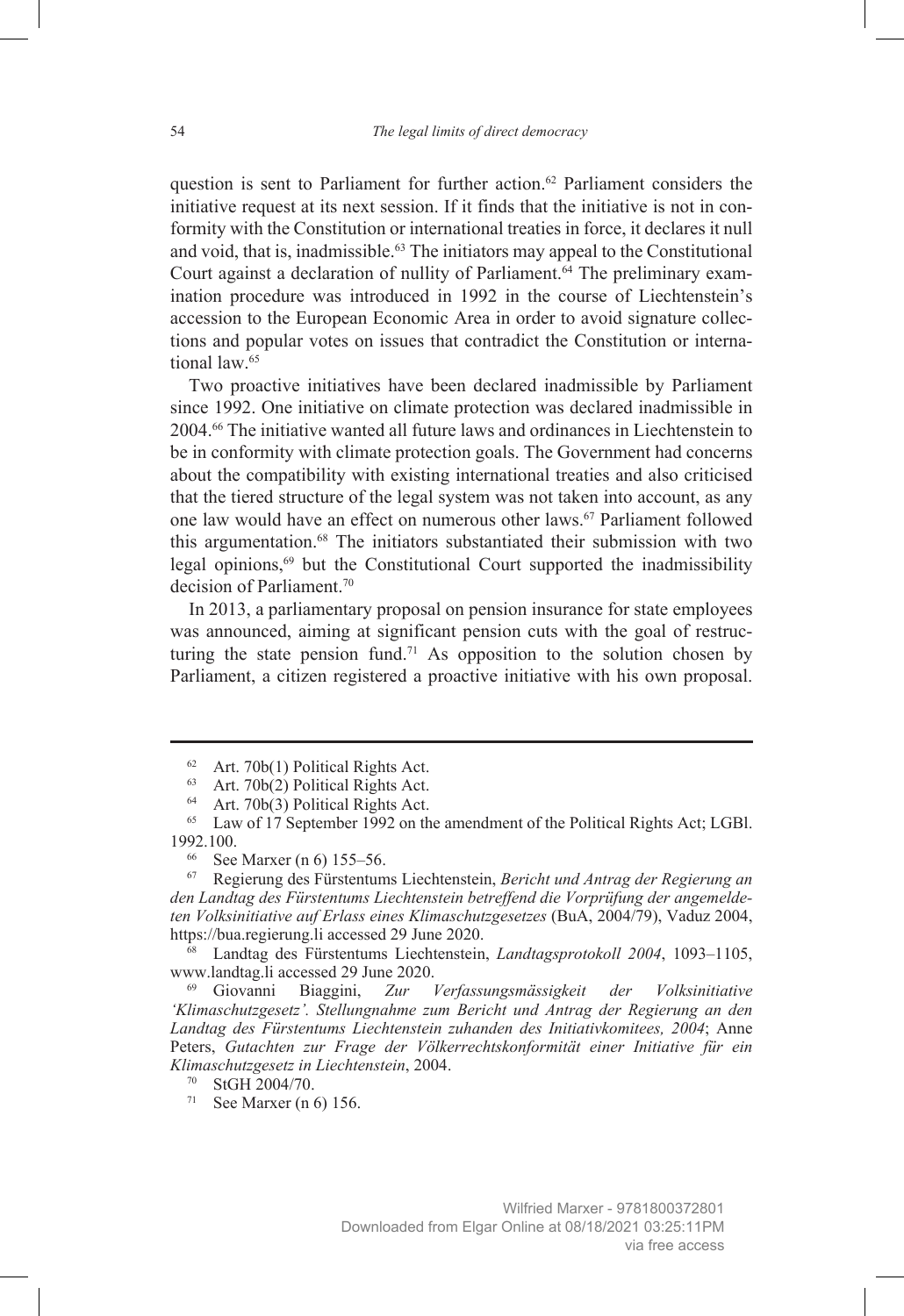question is sent to Parliament for further action.[62] Parliament considers the initiative request at its next session. If it finds that the initiative is not in conformity with the Constitution or international treaties in force, it declares it null and void, that is, inadmissible.[63] The initiators may appeal to the Constitutional Court against a declaration of nullity of Parliament.[64] The preliminary examination procedure was introduced in 1992 in the course of Liechtenstein's accession to the European Economic Area in order to avoid signature collections and popular votes on issues that contradict the Constitution or international law.[65]

Two proactive initiatives have been declared inadmissible by Parliament since 1992. One initiative on climate protection was declared inadmissible in 2004.[66] The initiative wanted all future laws and ordinances in Liechtenstein to be in conformity with climate protection goals. The Government had concerns about the compatibility with existing international treaties and also criticised that the tiered structure of the legal system was not taken into account, as any one law would have an effect on numerous other laws.[67] Parliament followed this argumentation.[68] The initiators substantiated their submission with two legal opinions,[69] but the Constitutional Court supported the inadmissibility decision of Parliament.[70]

In 2013, a parliamentary proposal on pension insurance for state employees was announced, aiming at significant pension cuts with the goal of restructuring the state pension fund.[71] As opposition to the solution chosen by Parliament, a citizen registered a proactive initiative with his own proposal.

---

[62] Art. 70b(1) Political Rights Act.

[63] Art. 70b(2) Political Rights Act.

[64] Art. 70b(3) Political Rights Act.

[65] Law of 17 September 1992 on the amendment of the Political Rights Act; LGBl. 1992.100.

[66] See Marxer (n 6) 155–56.

[67] Regierung des Fürstentums Liechtenstein, *Bericht und Antrag der Regierung an den Landtag des Fürstentums Liechtenstein betreffend die Vorprüfung der angemeldeten Volksinitiative auf Erlass eines Klimaschutzgesetzes* (BuA, 2004/79), Vaduz 2004, https://bua.regierung.li accessed 29 June 2020.

[68] Landtag des Fürstentums Liechtenstein, *Landtagsprotokoll 2004*, 1093–1105, www.landtag.li accessed 29 June 2020.

[69] Giovanni Biaggini, *Zur Verfassungsmässigkeit der Volksinitiative 'Klimaschutzgesetz'. Stellungnahme zum Bericht und Antrag der Regierung an den Landtag des Fürstentums Liechtenstein zuhanden des Initiativkomitees, 2004*; Anne Peters, *Gutachten zur Frage der Völkerrechtskonformität einer Initiative für ein Klimaschutzgesetz in Liechtenstein*, 2004.

[70] StGH 2004/70.

[71] See Marxer (n 6) 156.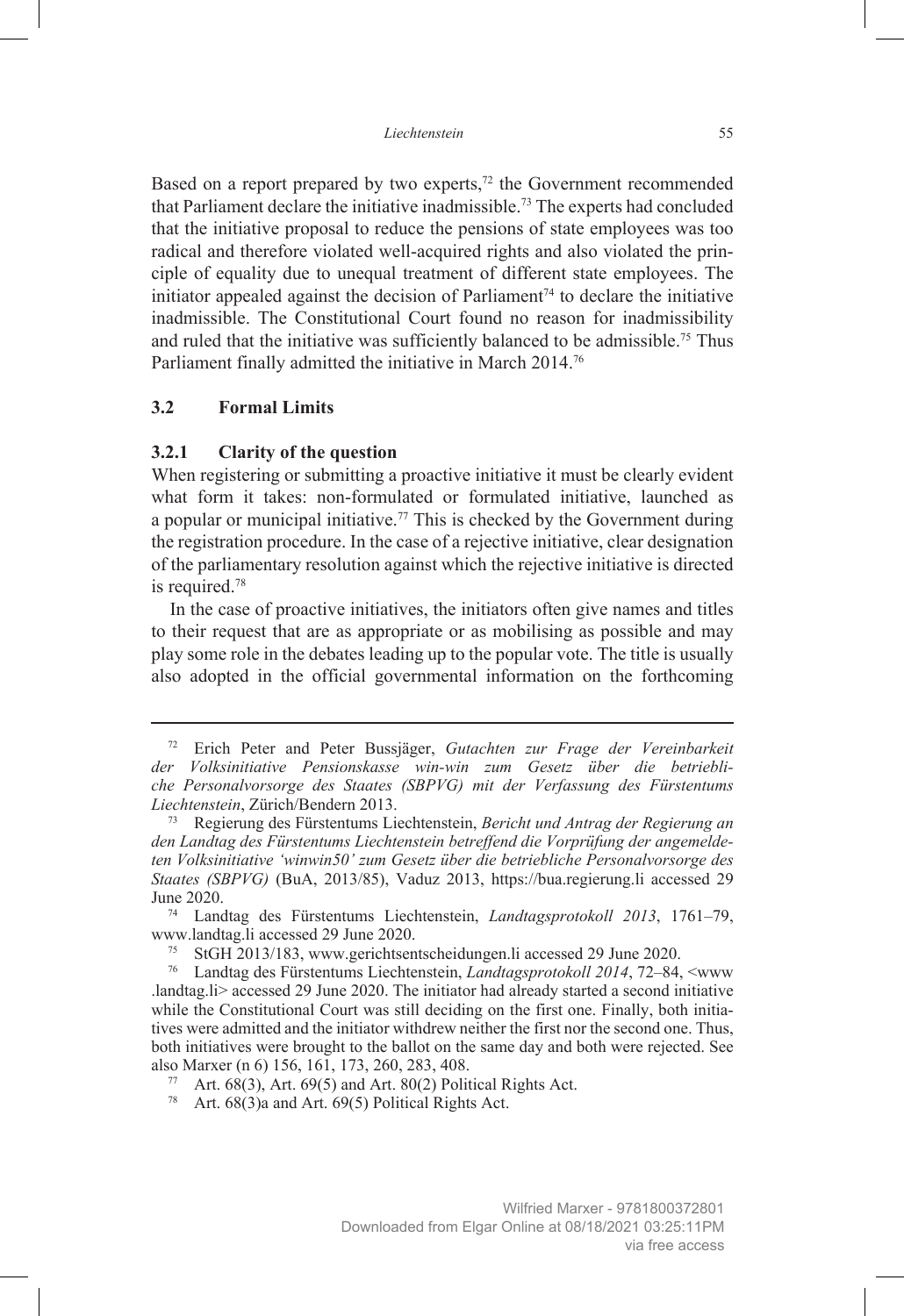Based on a report prepared by two experts,[72] the Government recommended that Parliament declare the initiative inadmissible.[73] The experts had concluded that the initiative proposal to reduce the pensions of state employees was too radical and therefore violated well-acquired rights and also violated the principle of equality due to unequal treatment of different state employees. The initiator appealed against the decision of Parliament[74] to declare the initiative inadmissible. The Constitutional Court found no reason for inadmissibility and ruled that the initiative was sufficiently balanced to be admissible.[75] Thus Parliament finally admitted the initiative in March 2014.[76]

### 3.2 Formal Limits

#### 3.2.1 Clarity of the question

When registering or submitting a proactive initiative it must be clearly evident what form it takes: non-formulated or formulated initiative, launched as a popular or municipal initiative.[77] This is checked by the Government during the registration procedure. In the case of a rejective initiative, clear designation of the parliamentary resolution against which the rejective initiative is directed is required.[78]

In the case of proactive initiatives, the initiators often give names and titles to their request that are as appropriate or as mobilising as possible and may play some role in the debates leading up to the popular vote. The title is usually also adopted in the official governmental information on the forthcoming

---

[72] Erich Peter and Peter Bussjäger, *Gutachten zur Frage der Vereinbarkeit der Volksinitiative Pensionskasse win-win zum Gesetz über die betriebliche Personalvorsorge des Staates (SBPVG) mit der Verfassung des Fürstentums Liechtenstein*, Zürich/Bendern 2013.

[73] Regierung des Fürstentums Liechtenstein, *Bericht und Antrag der Regierung an den Landtag des Fürstentums Liechtenstein betreffend die Vorprüfung der angemeldeten Volksinitiative 'winwin50' zum Gesetz über die betriebliche Personalvorsorge des Staates (SBPVG)* (BuA, 2013/85), Vaduz 2013, https://bua.regierung.li accessed 29 June 2020.

[74] Landtag des Fürstentums Liechtenstein, *Landtagsprotokoll 2013*, 1761–79, www.landtag.li accessed 29 June 2020.

[75] StGH 2013/183, www.gerichtsentscheidungen.li accessed 29 June 2020.

[76] Landtag des Fürstentums Liechtenstein, *Landtagsprotokoll 2014*, 72–84, <www.landtag.li> accessed 29 June 2020. The initiator had already started a second initiative while the Constitutional Court was still deciding on the first one. Finally, both initiatives were admitted and the initiator withdrew neither the first nor the second one. Thus, both initiatives were brought to the ballot on the same day and both were rejected. See also Marxer (n 6) 156, 161, 173, 260, 283, 408.

[77] Art. 68(3), Art. 69(5) and Art. 80(2) Political Rights Act.

[78] Art. 68(3)a and Art. 69(5) Political Rights Act.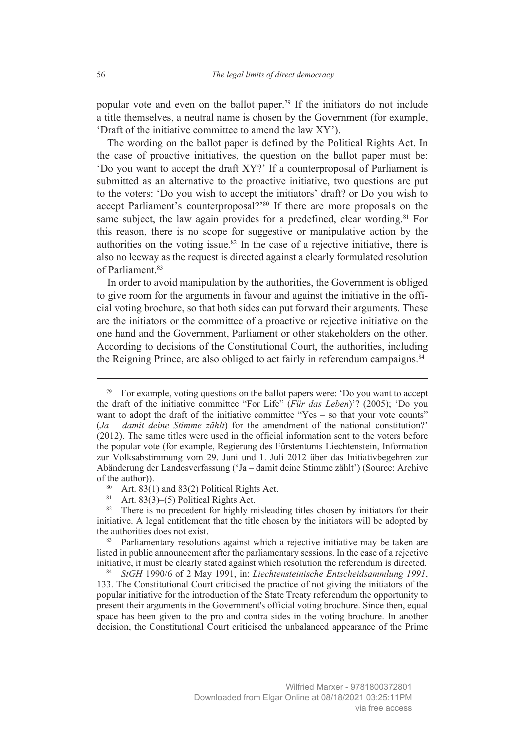popular vote and even on the ballot paper.[79] If the initiators do not include a title themselves, a neutral name is chosen by the Government (for example, 'Draft of the initiative committee to amend the law XY').

The wording on the ballot paper is defined by the Political Rights Act. In the case of proactive initiatives, the question on the ballot paper must be: 'Do you want to accept the draft XY?' If a counterproposal of Parliament is submitted as an alternative to the proactive initiative, two questions are put to the voters: 'Do you wish to accept the initiators' draft? or Do you wish to accept Parliament's counterproposal?'[80] If there are more proposals on the same subject, the law again provides for a predefined, clear wording.[81] For this reason, there is no scope for suggestive or manipulative action by the authorities on the voting issue.[82] In the case of a rejective initiative, there is also no leeway as the request is directed against a clearly formulated resolution of Parliament.[83]

In order to avoid manipulation by the authorities, the Government is obliged to give room for the arguments in favour and against the initiative in the official voting brochure, so that both sides can put forward their arguments. These are the initiators or the committee of a proactive or rejective initiative on the one hand and the Government, Parliament or other stakeholders on the other. According to decisions of the Constitutional Court, the authorities, including the Reigning Prince, are also obliged to act fairly in referendum campaigns.[84]

---

[79] For example, voting questions on the ballot papers were: 'Do you want to accept the draft of the initiative committee "For Life" (*Für das Leben*)'? (2005); 'Do you want to adopt the draft of the initiative committee "Yes – so that your vote counts" (*Ja – damit deine Stimme zählt*) for the amendment of the national constitution?' (2012). The same titles were used in the official information sent to the voters before the popular vote (for example, Regierung des Fürstentums Liechtenstein, Information zur Volksabstimmung vom 29. Juni und 1. Juli 2012 über das Initiativbegehren zur Abänderung der Landesverfassung ('Ja – damit deine Stimme zählt') (Source: Archive of the author)).

[80] Art. 83(1) and 83(2) Political Rights Act.

[81] Art. 83(3)–(5) Political Rights Act.

[82] There is no precedent for highly misleading titles chosen by initiators for their initiative. A legal entitlement that the title chosen by the initiators will be adopted by the authorities does not exist.

[83] Parliamentary resolutions against which a rejective initiative may be taken are listed in public announcement after the parliamentary sessions. In the case of a rejective initiative, it must be clearly stated against which resolution the referendum is directed.

[84] *StGH* 1990/6 of 2 May 1991, in: *Liechtensteinische Entscheidsammlung 1991*, 133. The Constitutional Court criticised the practice of not giving the initiators of the popular initiative for the introduction of the State Treaty referendum the opportunity to present their arguments in the Government's official voting brochure. Since then, equal space has been given to the pro and contra sides in the voting brochure. In another decision, the Constitutional Court criticised the unbalanced appearance of the Prime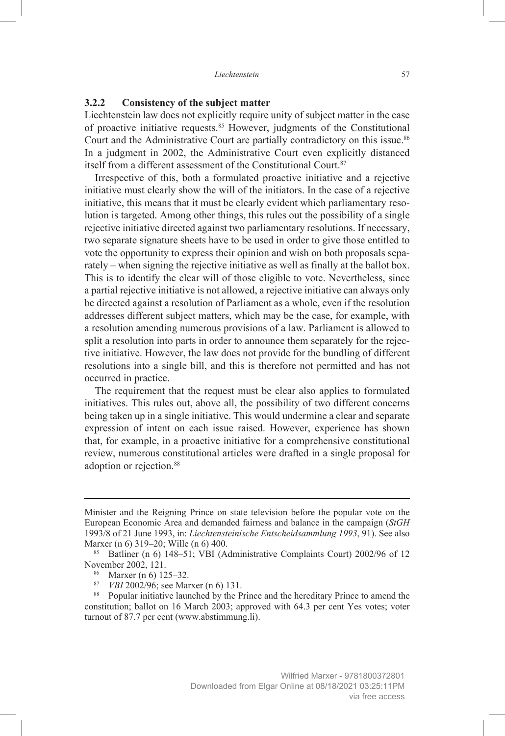### 3.2.2 Consistency of the subject matter

Liechtenstein law does not explicitly require unity of subject matter in the case of proactive initiative requests.[85] However, judgments of the Constitutional Court and the Administrative Court are partially contradictory on this issue.[86] In a judgment in 2002, the Administrative Court even explicitly distanced itself from a different assessment of the Constitutional Court.[87]

Irrespective of this, both a formulated proactive initiative and a rejective initiative must clearly show the will of the initiators. In the case of a rejective initiative, this means that it must be clearly evident which parliamentary resolution is targeted. Among other things, this rules out the possibility of a single rejective initiative directed against two parliamentary resolutions. If necessary, two separate signature sheets have to be used in order to give those entitled to vote the opportunity to express their opinion and wish on both proposals separately – when signing the rejective initiative as well as finally at the ballot box. This is to identify the clear will of those eligible to vote. Nevertheless, since a partial rejective initiative is not allowed, a rejective initiative can always only be directed against a resolution of Parliament as a whole, even if the resolution addresses different subject matters, which may be the case, for example, with a resolution amending numerous provisions of a law. Parliament is allowed to split a resolution into parts in order to announce them separately for the rejective initiative. However, the law does not provide for the bundling of different resolutions into a single bill, and this is therefore not permitted and has not occurred in practice.

The requirement that the request must be clear also applies to formulated initiatives. This rules out, above all, the possibility of two different concerns being taken up in a single initiative. This would undermine a clear and separate expression of intent on each issue raised. However, experience has shown that, for example, in a proactive initiative for a comprehensive constitutional review, numerous constitutional articles were drafted in a single proposal for adoption or rejection.[88]

---

Minister and the Reigning Prince on state television before the popular vote on the European Economic Area and demanded fairness and balance in the campaign (*StGH* 1993/8 of 21 June 1993, in: *Liechtensteinische Entscheidsammlung 1993*, 91). See also Marxer (n 6) 319–20; Wille (n 6) 400.

[85] Batliner (n 6) 148–51; VBI (Administrative Complaints Court) 2002/96 of 12 November 2002, 121.

[86] Marxer (n 6) 125–32.

[87] *VBI* 2002/96; see Marxer (n 6) 131.

[88] Popular initiative launched by the Prince and the hereditary Prince to amend the constitution; ballot on 16 March 2003; approved with 64.3 per cent Yes votes; voter turnout of 87.7 per cent (www.abstimmung.li).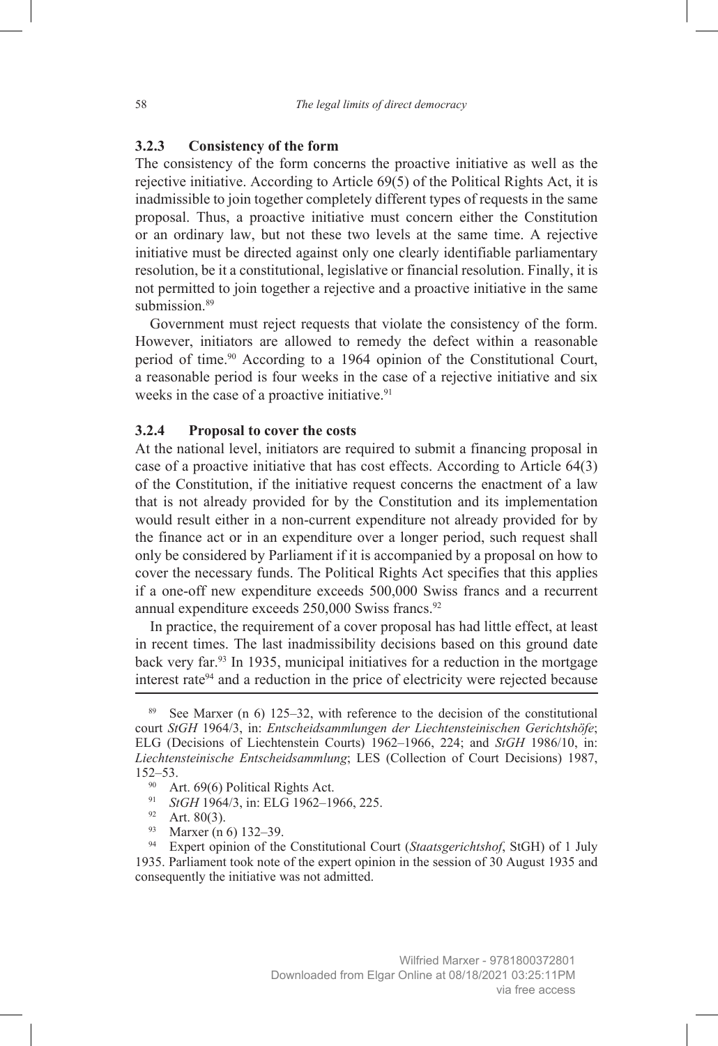### 3.2.3 Consistency of the form

The consistency of the form concerns the proactive initiative as well as the rejective initiative. According to Article 69(5) of the Political Rights Act, it is inadmissible to join together completely different types of requests in the same proposal. Thus, a proactive initiative must concern either the Constitution or an ordinary law, but not these two levels at the same time. A rejective initiative must be directed against only one clearly identifiable parliamentary resolution, be it a constitutional, legislative or financial resolution. Finally, it is not permitted to join together a rejective and a proactive initiative in the same submission.[89]

Government must reject requests that violate the consistency of the form. However, initiators are allowed to remedy the defect within a reasonable period of time.[90] According to a 1964 opinion of the Constitutional Court, a reasonable period is four weeks in the case of a rejective initiative and six weeks in the case of a proactive initiative.[91]

### 3.2.4 Proposal to cover the costs

At the national level, initiators are required to submit a financing proposal in case of a proactive initiative that has cost effects. According to Article 64(3) of the Constitution, if the initiative request concerns the enactment of a law that is not already provided for by the Constitution and its implementation would result either in a non-current expenditure not already provided for by the finance act or in an expenditure over a longer period, such request shall only be considered by Parliament if it is accompanied by a proposal on how to cover the necessary funds. The Political Rights Act specifies that this applies if a one-off new expenditure exceeds 500,000 Swiss francs and a recurrent annual expenditure exceeds 250,000 Swiss francs.[92]

In practice, the requirement of a cover proposal has had little effect, at least in recent times. The last inadmissibility decisions based on this ground date back very far.[93] In 1935, municipal initiatives for a reduction in the mortgage interest rate[94] and a reduction in the price of electricity were rejected because

---

[89] See Marxer (n 6) 125–32, with reference to the decision of the constitutional court *StGH* 1964/3, in: *Entscheidsammlungen der Liechtensteinischen Gerichtshöfe*; ELG (Decisions of Liechtenstein Courts) 1962–1966, 224; and *StGH* 1986/10, in: *Liechtensteinische Entscheidsammlung*; LES (Collection of Court Decisions) 1987, 152–53.

[90] Art. 69(6) Political Rights Act.

[91] *StGH* 1964/3, in: ELG 1962–1966, 225.

[92] Art. 80(3).

[93] Marxer (n 6) 132–39.

[94] Expert opinion of the Constitutional Court (*Staatsgerichtshof*, StGH) of 1 July 1935. Parliament took note of the expert opinion in the session of 30 August 1935 and consequently the initiative was not admitted.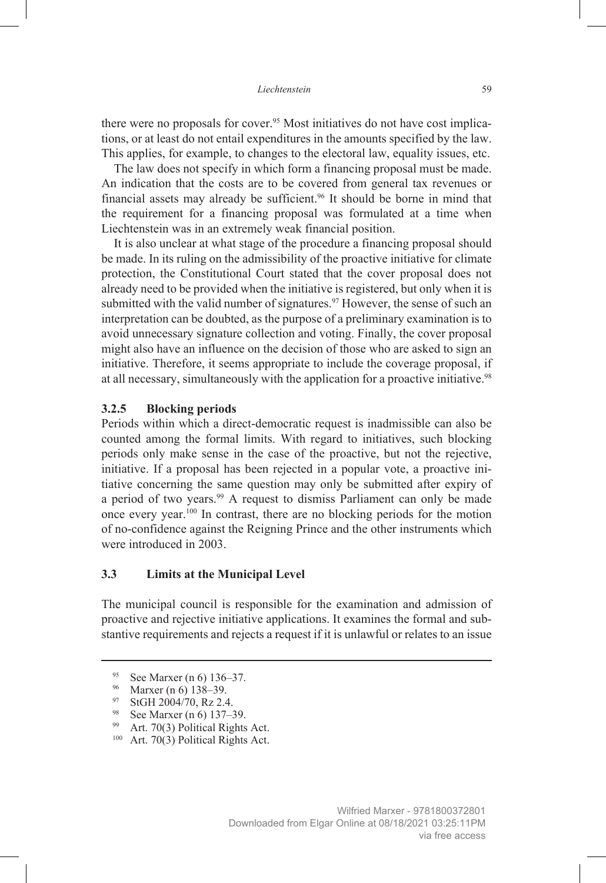there were no proposals for cover.[95] Most initiatives do not have cost implications, or at least do not entail expenditures in the amounts specified by the law. This applies, for example, to changes to the electoral law, equality issues, etc.

The law does not specify in which form a financing proposal must be made. An indication that the costs are to be covered from general tax revenues or financial assets may already be sufficient.[96] It should be borne in mind that the requirement for a financing proposal was formulated at a time when Liechtenstein was in an extremely weak financial position.

It is also unclear at what stage of the procedure a financing proposal should be made. In its ruling on the admissibility of the proactive initiative for climate protection, the Constitutional Court stated that the cover proposal does not already need to be provided when the initiative is registered, but only when it is submitted with the valid number of signatures.[97] However, the sense of such an interpretation can be doubted, as the purpose of a preliminary examination is to avoid unnecessary signature collection and voting. Finally, the cover proposal might also have an influence on the decision of those who are asked to sign an initiative. Therefore, it seems appropriate to include the coverage proposal, if at all necessary, simultaneously with the application for a proactive initiative.[98]

### 3.2.5 Blocking periods

Periods within which a direct-democratic request is inadmissible can also be counted among the formal limits. With regard to initiatives, such blocking periods only make sense in the case of the proactive, but not the rejective, initiative. If a proposal has been rejected in a popular vote, a proactive initiative concerning the same question may only be submitted after expiry of a period of two years.[99] A request to dismiss Parliament can only be made once every year.[100] In contrast, there are no blocking periods for the motion of no-confidence against the Reigning Prince and the other instruments which were introduced in 2003.

## 3.3 Limits at the Municipal Level

The municipal council is responsible for the examination and admission of proactive and rejective initiative applications. It examines the formal and substantive requirements and rejects a request if it is unlawful or relates to an issue

---

[95] See Marxer (n 6) 136–37.

[96] Marxer (n 6) 138–39.

[97] StGH 2004/70, Rz 2.4.

[98] See Marxer (n 6) 137–39.

[99] Art. 70(3) Political Rights Act.

[100] Art. 70(3) Political Rights Act.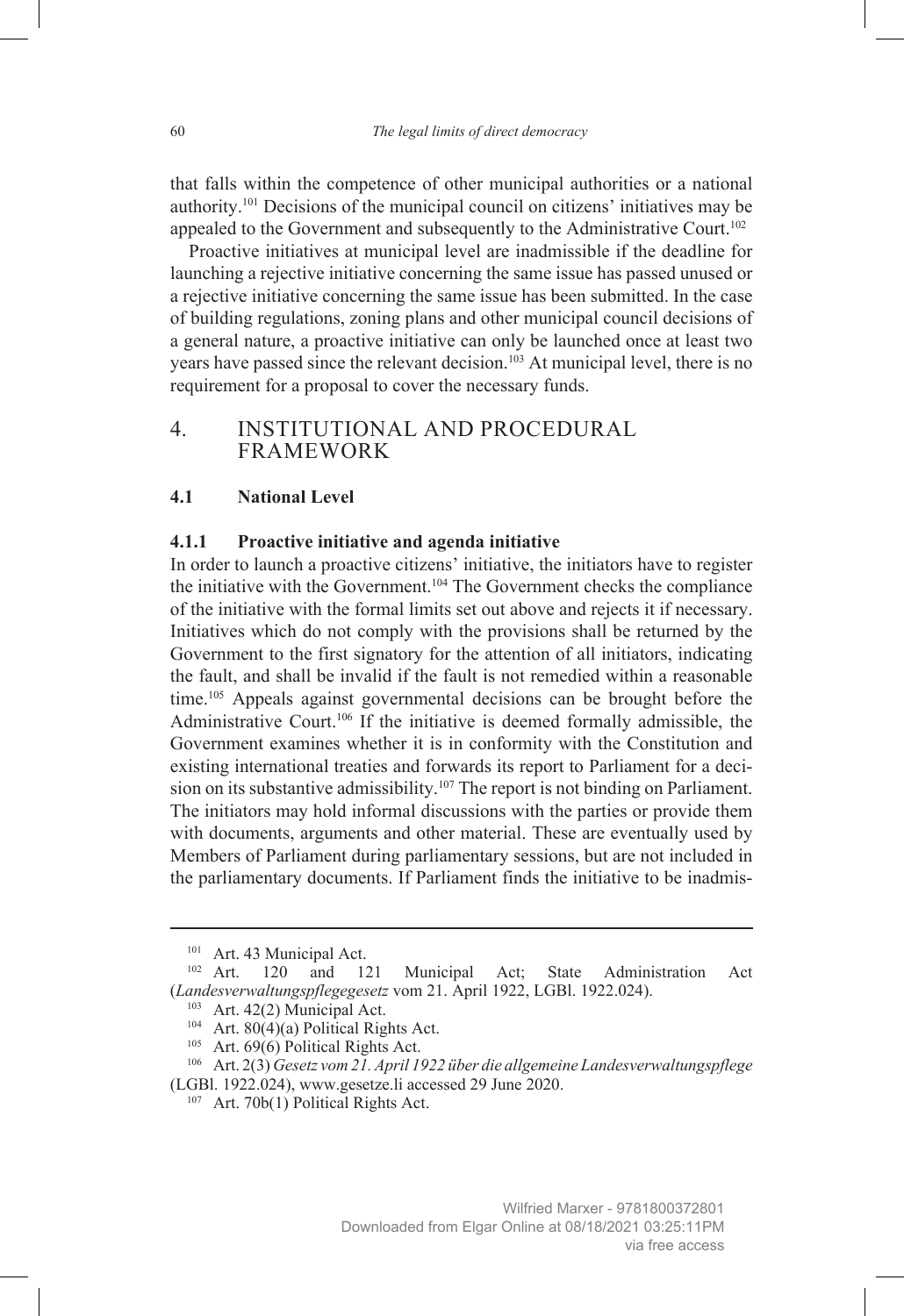that falls within the competence of other municipal authorities or a national authority.[101] Decisions of the municipal council on citizens' initiatives may be appealed to the Government and subsequently to the Administrative Court.[102]

Proactive initiatives at municipal level are inadmissible if the deadline for launching a rejective initiative concerning the same issue has passed unused or a rejective initiative concerning the same issue has been submitted. In the case of building regulations, zoning plans and other municipal council decisions of a general nature, a proactive initiative can only be launched once at least two years have passed since the relevant decision.[103] At municipal level, there is no requirement for a proposal to cover the necessary funds.

## 4. INSTITUTIONAL AND PROCEDURAL FRAMEWORK

### 4.1 National Level

#### 4.1.1 Proactive initiative and agenda initiative

In order to launch a proactive citizens' initiative, the initiators have to register the initiative with the Government.[104] The Government checks the compliance of the initiative with the formal limits set out above and rejects it if necessary. Initiatives which do not comply with the provisions shall be returned by the Government to the first signatory for the attention of all initiators, indicating the fault, and shall be invalid if the fault is not remedied within a reasonable time.[105] Appeals against governmental decisions can be brought before the Administrative Court.[106] If the initiative is deemed formally admissible, the Government examines whether it is in conformity with the Constitution and existing international treaties and forwards its report to Parliament for a decision on its substantive admissibility.[107] The report is not binding on Parliament. The initiators may hold informal discussions with the parties or provide them with documents, arguments and other material. These are eventually used by Members of Parliament during parliamentary sessions, but are not included in the parliamentary documents. If Parliament finds the initiative to be inadmis-

---

[101] Art. 43 Municipal Act.

[102] Art. 120 and 121 Municipal Act; State Administration Act (*Landesverwaltungspflegegesetz* vom 21. April 1922, LGBl. 1922.024).

[103] Art. 42(2) Municipal Act.

[104] Art. 80(4)(a) Political Rights Act.

[105] Art. 69(6) Political Rights Act.

[106] Art. 2(3) *Gesetz vom 21. April 1922 über die allgemeine Landesverwaltungspflege* (LGBl. 1922.024), www.gesetze.li accessed 29 June 2020.

[107] Art. 70b(1) Political Rights Act.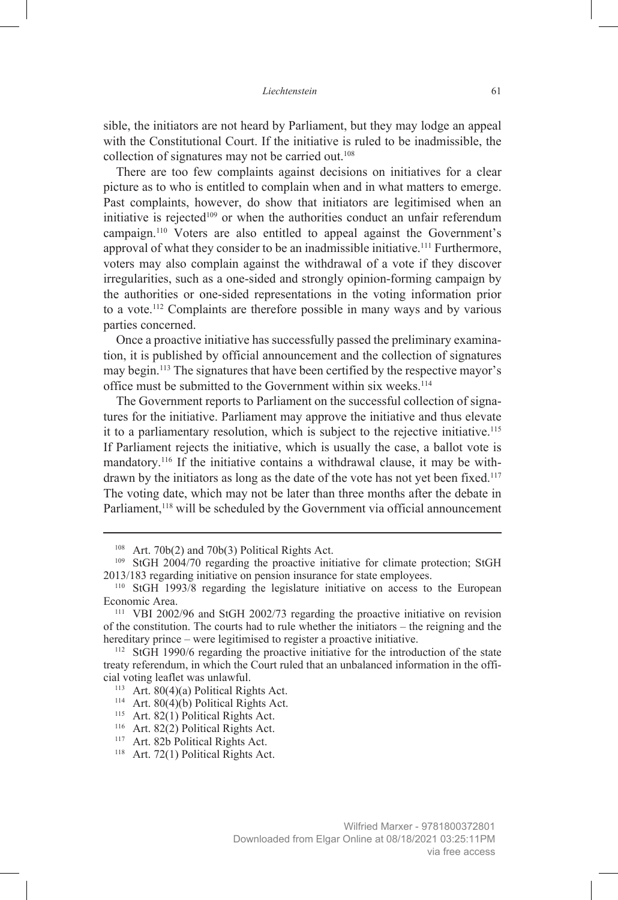sible, the initiators are not heard by Parliament, but they may lodge an appeal with the Constitutional Court. If the initiative is ruled to be inadmissible, the collection of signatures may not be carried out.[108]

There are too few complaints against decisions on initiatives for a clear picture as to who is entitled to complain when and in what matters to emerge. Past complaints, however, do show that initiators are legitimised when an initiative is rejected[109] or when the authorities conduct an unfair referendum campaign.[110] Voters are also entitled to appeal against the Government's approval of what they consider to be an inadmissible initiative.[111] Furthermore, voters may also complain against the withdrawal of a vote if they discover irregularities, such as a one-sided and strongly opinion-forming campaign by the authorities or one-sided representations in the voting information prior to a vote.[112] Complaints are therefore possible in many ways and by various parties concerned.

Once a proactive initiative has successfully passed the preliminary examination, it is published by official announcement and the collection of signatures may begin.[113] The signatures that have been certified by the respective mayor's office must be submitted to the Government within six weeks.[114]

The Government reports to Parliament on the successful collection of signatures for the initiative. Parliament may approve the initiative and thus elevate it to a parliamentary resolution, which is subject to the rejective initiative.[115] If Parliament rejects the initiative, which is usually the case, a ballot vote is mandatory.[116] If the initiative contains a withdrawal clause, it may be withdrawn by the initiators as long as the date of the vote has not yet been fixed.[117] The voting date, which may not be later than three months after the debate in Parliament,[118] will be scheduled by the Government via official announcement

---

[108] Art. 70b(2) and 70b(3) Political Rights Act.

[109] StGH 2004/70 regarding the proactive initiative for climate protection; StGH 2013/183 regarding initiative on pension insurance for state employees.

[110] StGH 1993/8 regarding the legislature initiative on access to the European Economic Area.

[111] VBI 2002/96 and StGH 2002/73 regarding the proactive initiative on revision of the constitution. The courts had to rule whether the initiators – the reigning and the hereditary prince – were legitimised to register a proactive initiative.

[112] StGH 1990/6 regarding the proactive initiative for the introduction of the state treaty referendum, in which the Court ruled that an unbalanced information in the official voting leaflet was unlawful.

[113] Art. 80(4)(a) Political Rights Act.

[114] Art. 80(4)(b) Political Rights Act.

[115] Art. 82(1) Political Rights Act.

[116] Art. 82(2) Political Rights Act.

[117] Art. 82b Political Rights Act.

[118] Art. 72(1) Political Rights Act.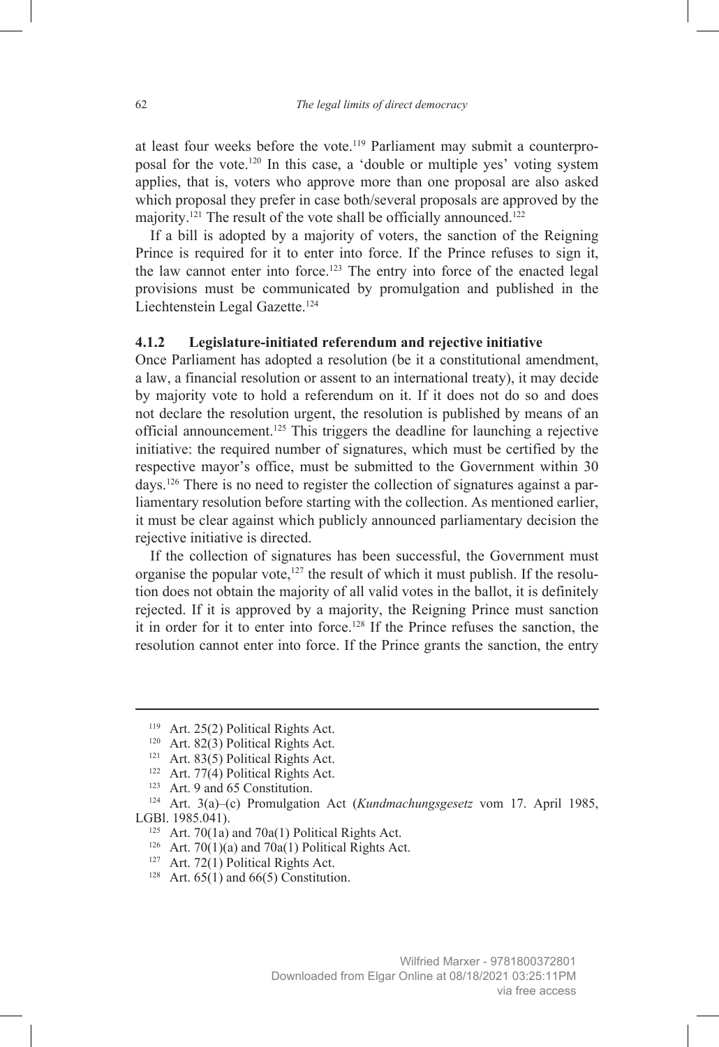at least four weeks before the vote.[119] Parliament may submit a counterproposal for the vote.[120] In this case, a 'double or multiple yes' voting system applies, that is, voters who approve more than one proposal are also asked which proposal they prefer in case both/several proposals are approved by the majority.[121] The result of the vote shall be officially announced.[122]

If a bill is adopted by a majority of voters, the sanction of the Reigning Prince is required for it to enter into force. If the Prince refuses to sign it, the law cannot enter into force.[123] The entry into force of the enacted legal provisions must be communicated by promulgation and published in the Liechtenstein Legal Gazette.[124]

### 4.1.2 Legislature-initiated referendum and rejective initiative

Once Parliament has adopted a resolution (be it a constitutional amendment, a law, a financial resolution or assent to an international treaty), it may decide by majority vote to hold a referendum on it. If it does not do so and does not declare the resolution urgent, the resolution is published by means of an official announcement.[125] This triggers the deadline for launching a rejective initiative: the required number of signatures, which must be certified by the respective mayor's office, must be submitted to the Government within 30 days.[126] There is no need to register the collection of signatures against a parliamentary resolution before starting with the collection. As mentioned earlier, it must be clear against which publicly announced parliamentary decision the rejective initiative is directed.

If the collection of signatures has been successful, the Government must organise the popular vote,[127] the result of which it must publish. If the resolution does not obtain the majority of all valid votes in the ballot, it is definitely rejected. If it is approved by a majority, the Reigning Prince must sanction it in order for it to enter into force.[128] If the Prince refuses the sanction, the resolution cannot enter into force. If the Prince grants the sanction, the entry

---

[119] Art. 25(2) Political Rights Act.

[120] Art. 82(3) Political Rights Act.

[121] Art. 83(5) Political Rights Act.

[122] Art. 77(4) Political Rights Act.

[123] Art. 9 and 65 Constitution.

[124] Art. 3(a)–(c) Promulgation Act (*Kundmachungsgesetz* vom 17. April 1985, LGBl. 1985.041).

[125] Art. 70(1a) and 70a(1) Political Rights Act.

[126] Art. 70(1)(a) and 70a(1) Political Rights Act.

[127] Art. 72(1) Political Rights Act.

[128] Art. 65(1) and 66(5) Constitution.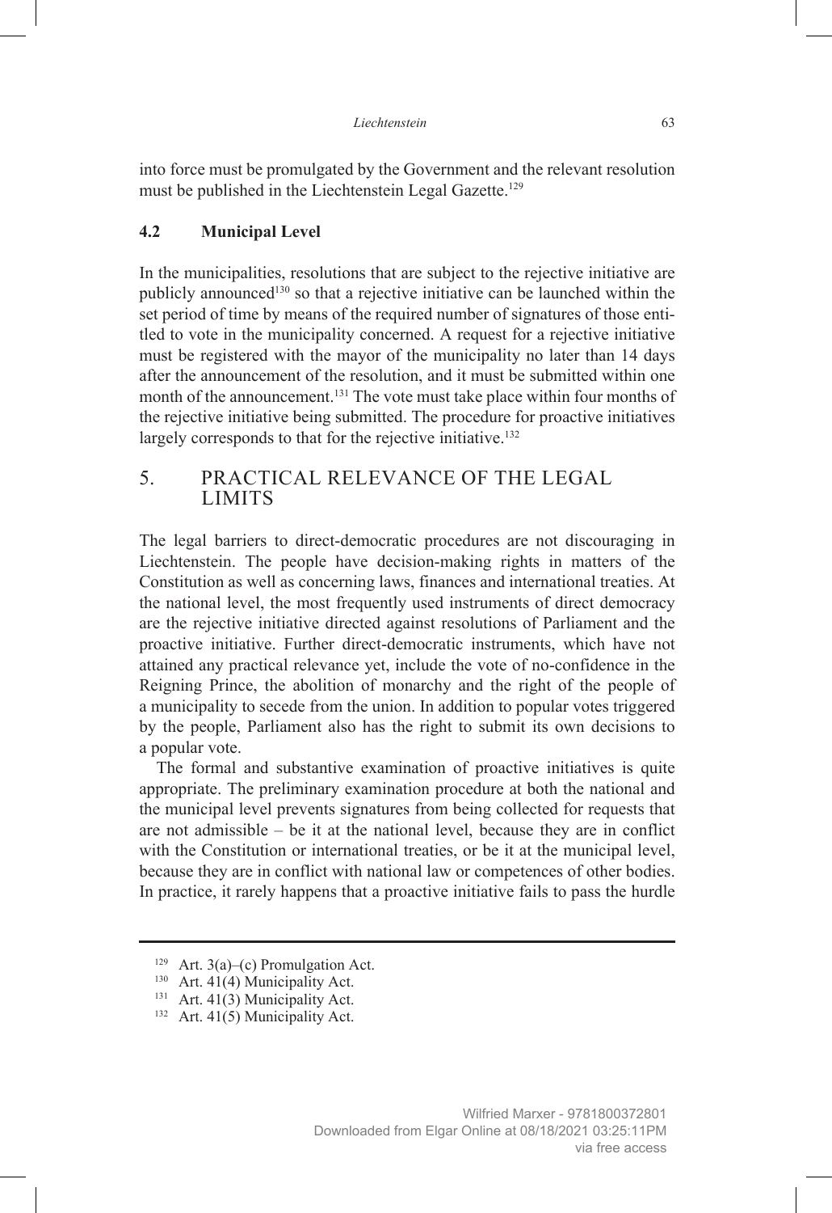into force must be promulgated by the Government and the relevant resolution must be published in the Liechtenstein Legal Gazette.[129]

### 4.2 Municipal Level

In the municipalities, resolutions that are subject to the rejective initiative are publicly announced[130] so that a rejective initiative can be launched within the set period of time by means of the required number of signatures of those entitled to vote in the municipality concerned. A request for a rejective initiative must be registered with the mayor of the municipality no later than 14 days after the announcement of the resolution, and it must be submitted within one month of the announcement.[131] The vote must take place within four months of the rejective initiative being submitted. The procedure for proactive initiatives largely corresponds to that for the rejective initiative.[132]

## 5. PRACTICAL RELEVANCE OF THE LEGAL LIMITS

The legal barriers to direct-democratic procedures are not discouraging in Liechtenstein. The people have decision-making rights in matters of the Constitution as well as concerning laws, finances and international treaties. At the national level, the most frequently used instruments of direct democracy are the rejective initiative directed against resolutions of Parliament and the proactive initiative. Further direct-democratic instruments, which have not attained any practical relevance yet, include the vote of no-confidence in the Reigning Prince, the abolition of monarchy and the right of the people of a municipality to secede from the union. In addition to popular votes triggered by the people, Parliament also has the right to submit its own decisions to a popular vote.

The formal and substantive examination of proactive initiatives is quite appropriate. The preliminary examination procedure at both the national and the municipal level prevents signatures from being collected for requests that are not admissible – be it at the national level, because they are in conflict with the Constitution or international treaties, or be it at the municipal level, because they are in conflict with national law or competences of other bodies. In practice, it rarely happens that a proactive initiative fails to pass the hurdle

---

[129] Art. 3(a)–(c) Promulgation Act.

[130] Art. 41(4) Municipality Act.

[131] Art. 41(3) Municipality Act.

[132] Art. 41(5) Municipality Act.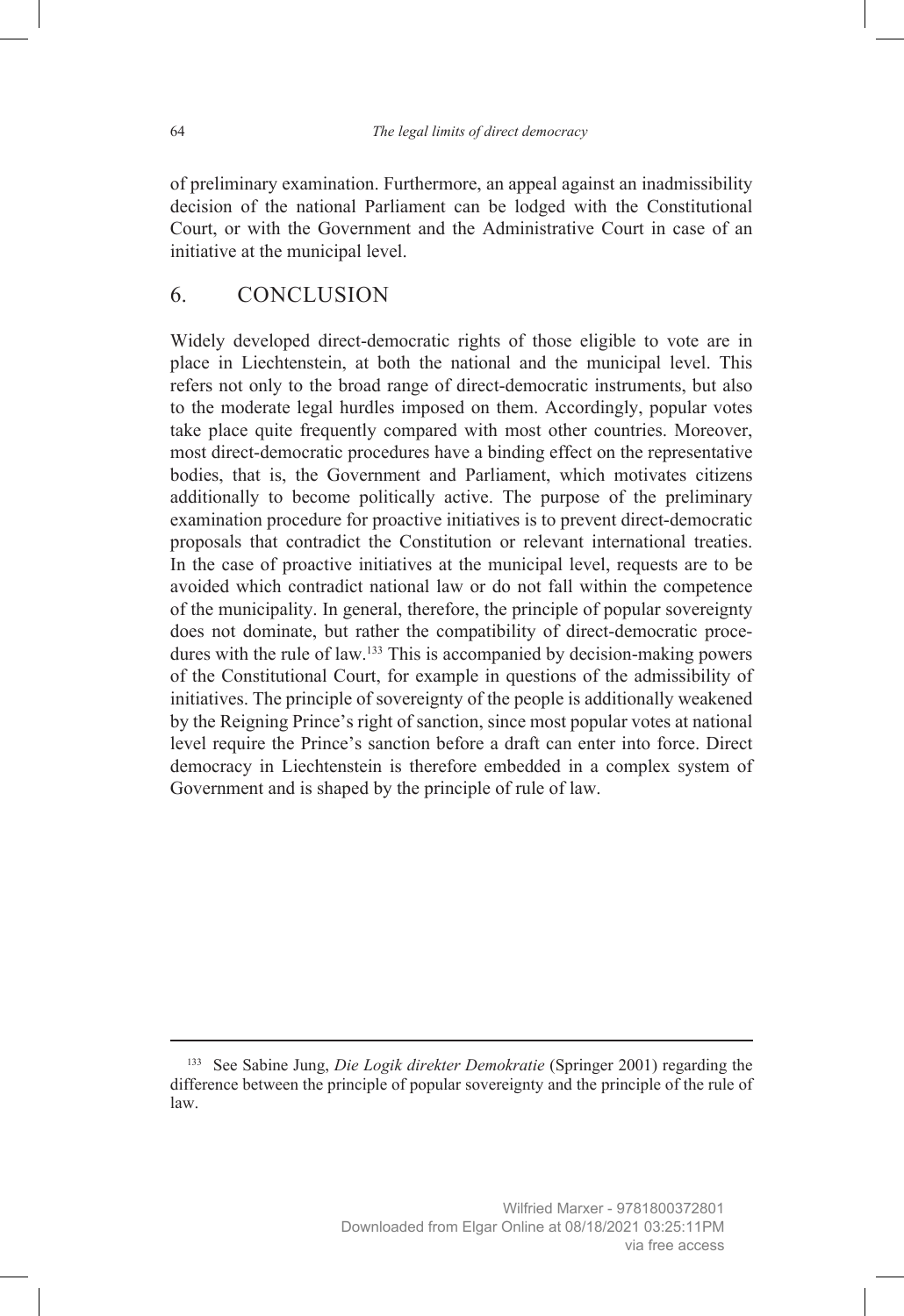of preliminary examination. Furthermore, an appeal against an inadmissibility decision of the national Parliament can be lodged with the Constitutional Court, or with the Government and the Administrative Court in case of an initiative at the municipal level.

## 6. CONCLUSION

Widely developed direct-democratic rights of those eligible to vote are in place in Liechtenstein, at both the national and the municipal level. This refers not only to the broad range of direct-democratic instruments, but also to the moderate legal hurdles imposed on them. Accordingly, popular votes take place quite frequently compared with most other countries. Moreover, most direct-democratic procedures have a binding effect on the representative bodies, that is, the Government and Parliament, which motivates citizens additionally to become politically active. The purpose of the preliminary examination procedure for proactive initiatives is to prevent direct-democratic proposals that contradict the Constitution or relevant international treaties. In the case of proactive initiatives at the municipal level, requests are to be avoided which contradict national law or do not fall within the competence of the municipality. In general, therefore, the principle of popular sovereignty does not dominate, but rather the compatibility of direct-democratic procedures with the rule of law.[133] This is accompanied by decision-making powers of the Constitutional Court, for example in questions of the admissibility of initiatives. The principle of sovereignty of the people is additionally weakened by the Reigning Prince's right of sanction, since most popular votes at national level require the Prince's sanction before a draft can enter into force. Direct democracy in Liechtenstein is therefore embedded in a complex system of Government and is shaped by the principle of rule of law.

---

[133] See Sabine Jung, *Die Logik direkter Demokratie* (Springer 2001) regarding the difference between the principle of popular sovereignty and the principle of the rule of law.